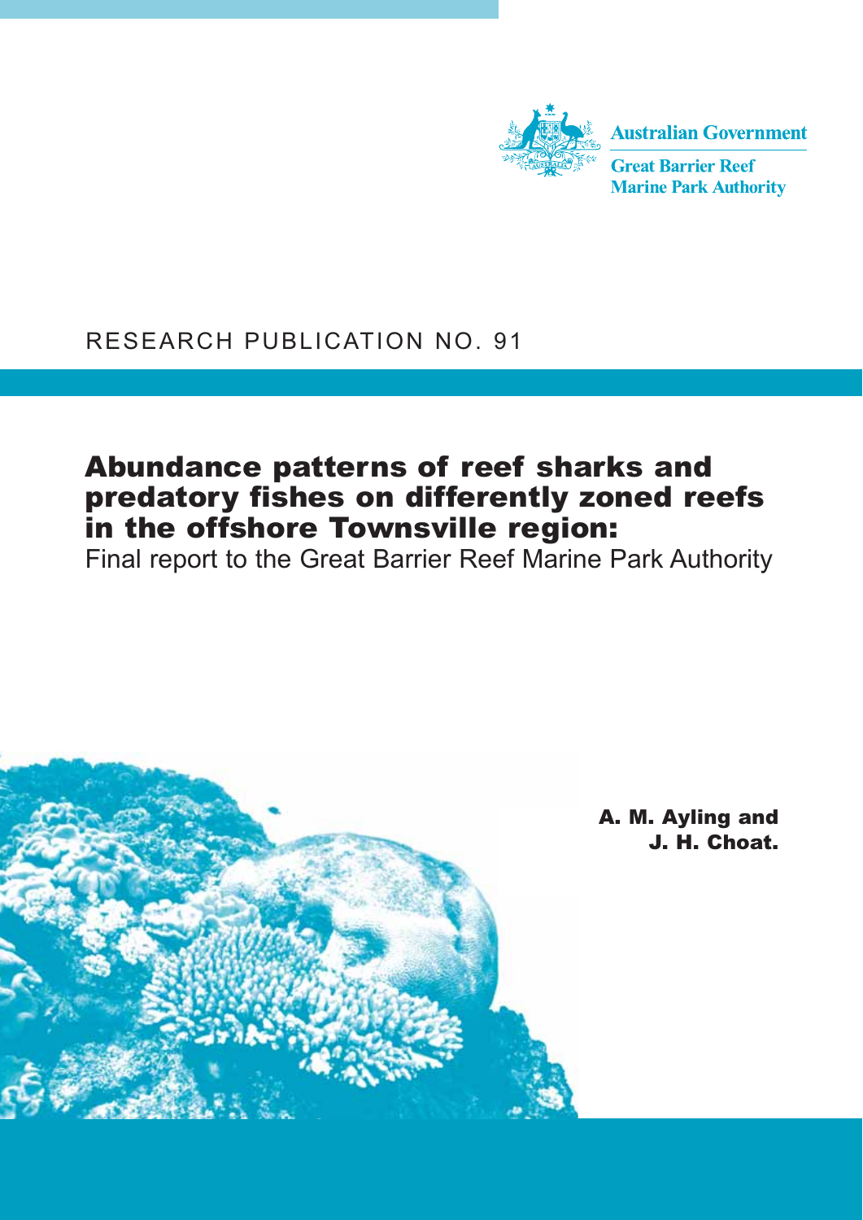Australian Government

Great Barrier Reef Marine Park Authority

RESEARCH PUBLICATION NO. 91

# Abundance patterns of reef sharks and predatory fishes on differently zoned reefs in the offshore Townsville region:

Final report to the Great Barrier Reef Marine Park Authority

**A. M. Ayling and J. H. Choat.**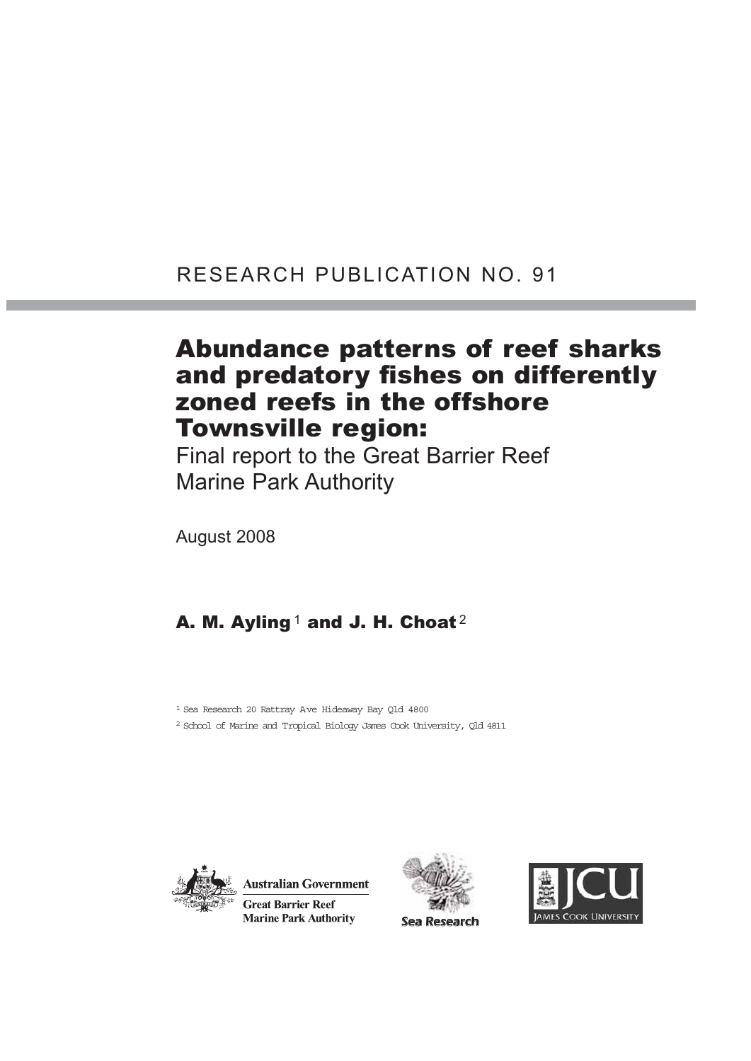RESEARCH PUBLICATION NO. 91

# Abundance patterns of reef sharks and predatory fishes on differently zoned reefs in the offshore Townsville region:

Final report to the Great Barrier Reef Marine Park Authority

August 2008

**A. M. Ayling**[1] **and J. H. Choat**[2]

[1] Sea Research 20 Rattray Ave Hideaway Bay Qld 4800

[2] School of Marine and Tropical Biology James Cook University, Qld 4811

Australian Government
Great Barrier Reef Marine Park Authority

Sea Research

JCU JAMES COOK UNIVERSITY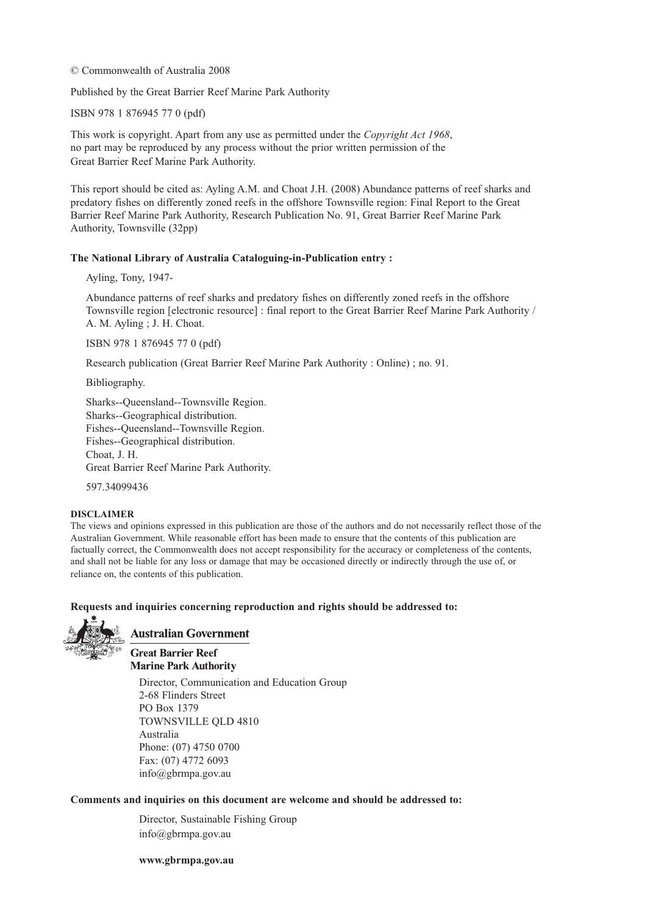© Commonwealth of Australia 2008

Published by the Great Barrier Reef Marine Park Authority

ISBN 978 1 876945 77 0 (pdf)

This work is copyright. Apart from any use as permitted under the *Copyright Act 1968*, no part may be reproduced by any process without the prior written permission of the Great Barrier Reef Marine Park Authority.

This report should be cited as: Ayling A.M. and Choat J.H. (2008) Abundance patterns of reef sharks and predatory fishes on differently zoned reefs in the offshore Townsville region: Final Report to the Great Barrier Reef Marine Park Authority, Research Publication No. 91, Great Barrier Reef Marine Park Authority, Townsville (32pp)

**The National Library of Australia Cataloguing-in-Publication entry :**

Ayling, Tony, 1947-

Abundance patterns of reef sharks and predatory fishes on differently zoned reefs in the offshore Townsville region [electronic resource] : final report to the Great Barrier Reef Marine Park Authority / A. M. Ayling ; J. H. Choat.

ISBN 978 1 876945 77 0 (pdf)

Research publication (Great Barrier Reef Marine Park Authority : Online) ; no. 91.

Bibliography.

Sharks--Queensland--Townsville Region.
Sharks--Geographical distribution.
Fishes--Queensland--Townsville Region.
Fishes--Geographical distribution.
Choat, J. H.
Great Barrier Reef Marine Park Authority.

597.34099436

**DISCLAIMER**

The views and opinions expressed in this publication are those of the authors and do not necessarily reflect those of the Australian Government. While reasonable effort has been made to ensure that the contents of this publication are factually correct, the Commonwealth does not accept responsibility for the accuracy or completeness of the contents, and shall not be liable for any loss or damage that may be occasioned directly or indirectly through the use of, or reliance on, the contents of this publication.

**Requests and inquiries concerning reproduction and rights should be addressed to:**

**Australian Government**

**Great Barrier Reef Marine Park Authority**

Director, Communication and Education Group
2-68 Flinders Street
PO Box 1379
TOWNSVILLE QLD 4810
Australia
Phone: (07) 4750 0700
Fax: (07) 4772 6093
info@gbrmpa.gov.au

**Comments and inquiries on this document are welcome and should be addressed to:**

Director, Sustainable Fishing Group
info@gbrmpa.gov.au

**www.gbrmpa.gov.au**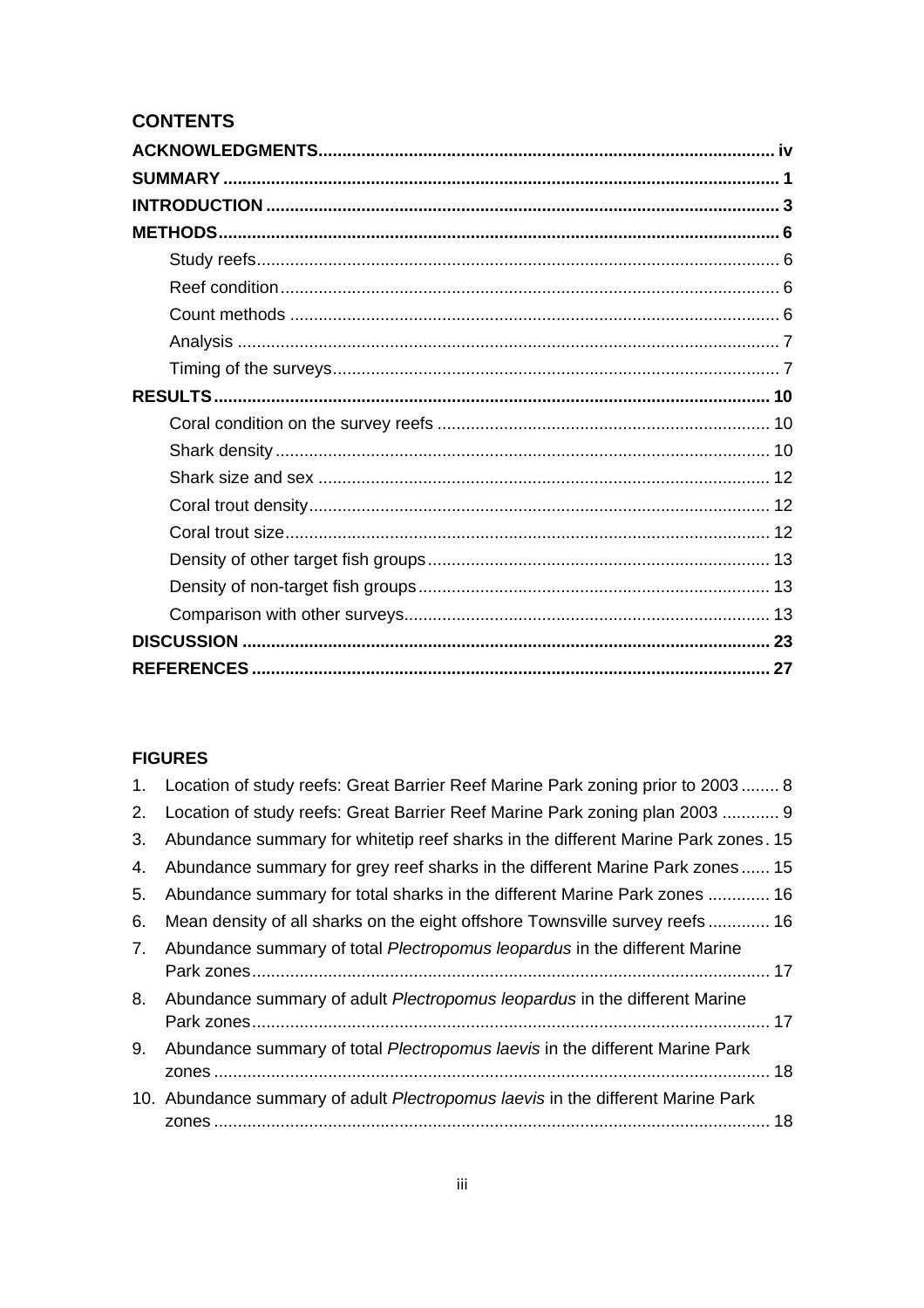## CONTENTS

**ACKNOWLEDGMENTS** ..... iv

**SUMMARY** ..... 1

**INTRODUCTION** ..... 3

**METHODS** ..... 6

- Study reefs ..... 6
- Reef condition ..... 6
- Count methods ..... 6
- Analysis ..... 7
- Timing of the surveys ..... 7

**RESULTS** ..... 10

- Coral condition on the survey reefs ..... 10
- Shark density ..... 10
- Shark size and sex ..... 12
- Coral trout density ..... 12
- Coral trout size ..... 12
- Density of other target fish groups ..... 13
- Density of non-target fish groups ..... 13
- Comparison with other surveys ..... 13

**DISCUSSION** ..... 23

**REFERENCES** ..... 27

### FIGURES

1. Location of study reefs: Great Barrier Reef Marine Park zoning prior to 2003 ..... 8
2. Location of study reefs: Great Barrier Reef Marine Park zoning plan 2003 ..... 9
3. Abundance summary for whitetip reef sharks in the different Marine Park zones ..... 15
4. Abundance summary for grey reef sharks in the different Marine Park zones ..... 15
5. Abundance summary for total sharks in the different Marine Park zones ..... 16
6. Mean density of all sharks on the eight offshore Townsville survey reefs ..... 16
7. Abundance summary of total *Plectropomus leopardus* in the different Marine Park zones ..... 17
8. Abundance summary of adult *Plectropomus leopardus* in the different Marine Park zones ..... 17
9. Abundance summary of total *Plectropomus laevis* in the different Marine Park zones ..... 18
10. Abundance summary of adult *Plectropomus laevis* in the different Marine Park zones ..... 18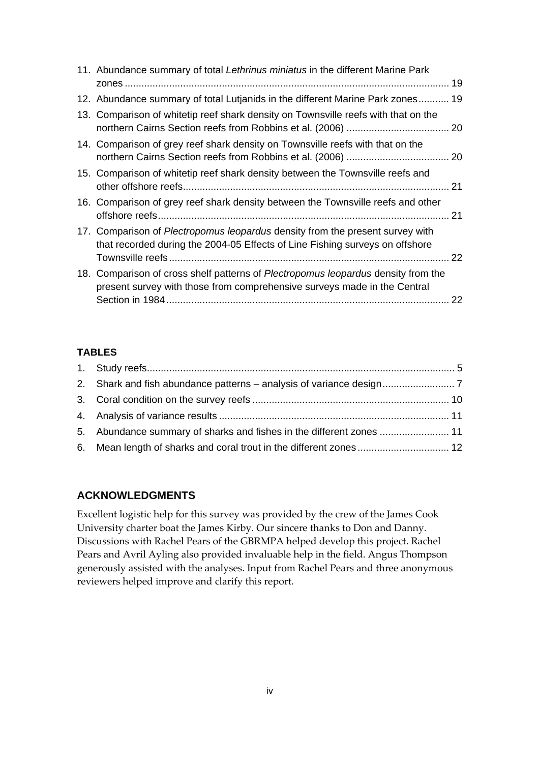11. Abundance summary of total *Lethrinus miniatus* in the different Marine Park zones ........ 19
12. Abundance summary of total Lutjanids in the different Marine Park zones........... 19
13. Comparison of whitetip reef shark density on Townsville reefs with that on the northern Cairns Section reefs from Robbins et al. (2006) ........ 20
14. Comparison of grey reef shark density on Townsville reefs with that on the northern Cairns Section reefs from Robbins et al. (2006) ........ 20
15. Comparison of whitetip reef shark density between the Townsville reefs and other offshore reefs........ 21
16. Comparison of grey reef shark density between the Townsville reefs and other offshore reefs........ 21
17. Comparison of *Plectropomus leopardus* density from the present survey with that recorded during the 2004-05 Effects of Line Fishing surveys on offshore Townsville reefs........ 22
18. Comparison of cross shelf patterns of *Plectropomus leopardus* density from the present survey with those from comprehensive surveys made in the Central Section in 1984........ 22

**TABLES**

1. Study reefs........ 5
2. Shark and fish abundance patterns – analysis of variance design........ 7
3. Coral condition on the survey reefs ........ 10
4. Analysis of variance results ........ 11
5. Abundance summary of sharks and fishes in the different zones ........ 11
6. Mean length of sharks and coral trout in the different zones........ 12

## ACKNOWLEDGMENTS

Excellent logistic help for this survey was provided by the crew of the James Cook University charter boat the James Kirby. Our sincere thanks to Don and Danny. Discussions with Rachel Pears of the GBRMPA helped develop this project. Rachel Pears and Avril Ayling also provided invaluable help in the field. Angus Thompson generously assisted with the analyses. Input from Rachel Pears and three anonymous reviewers helped improve and clarify this report.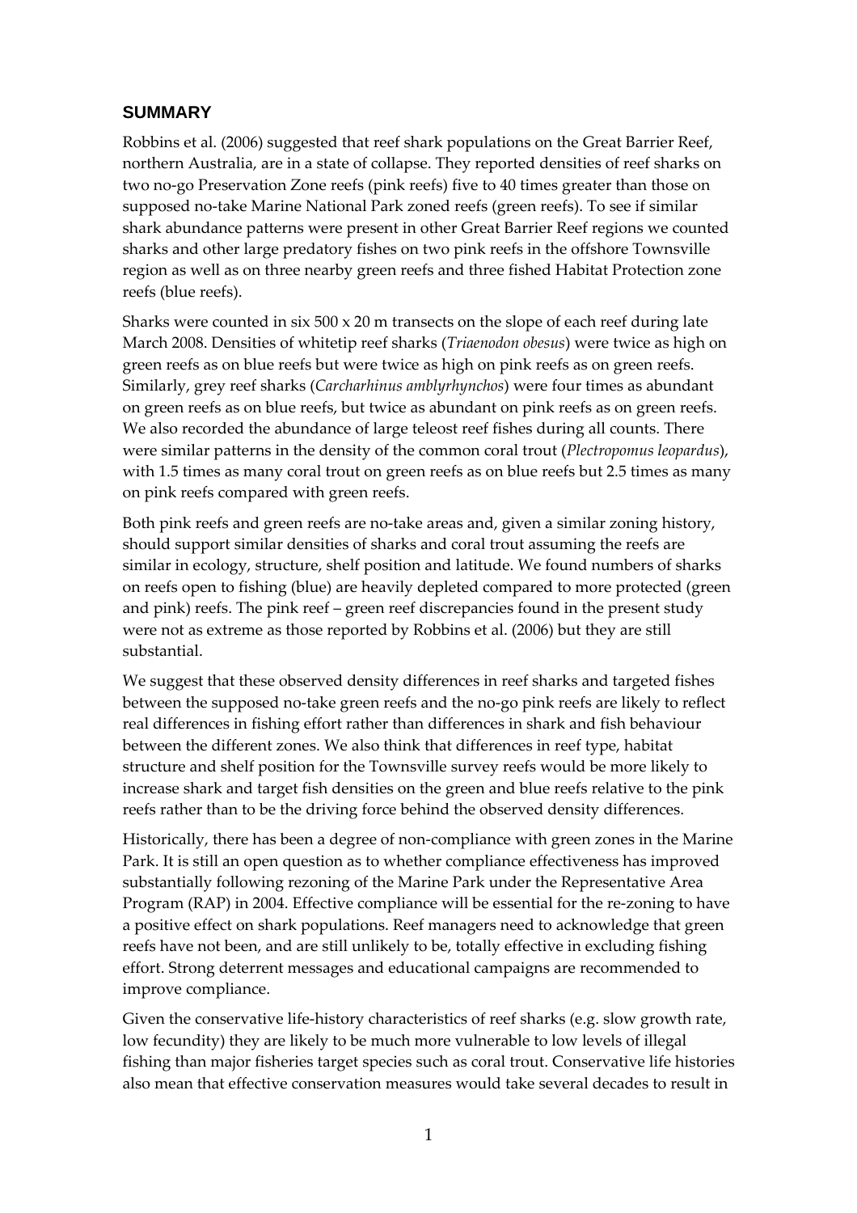## SUMMARY

Robbins et al. (2006) suggested that reef shark populations on the Great Barrier Reef, northern Australia, are in a state of collapse. They reported densities of reef sharks on two no-go Preservation Zone reefs (pink reefs) five to 40 times greater than those on supposed no-take Marine National Park zoned reefs (green reefs). To see if similar shark abundance patterns were present in other Great Barrier Reef regions we counted sharks and other large predatory fishes on two pink reefs in the offshore Townsville region as well as on three nearby green reefs and three fished Habitat Protection zone reefs (blue reefs).

Sharks were counted in six 500 x 20 m transects on the slope of each reef during late March 2008. Densities of whitetip reef sharks (*Triaenodon obesus*) were twice as high on green reefs as on blue reefs but were twice as high on pink reefs as on green reefs. Similarly, grey reef sharks (*Carcharhinus amblyrhynchos*) were four times as abundant on green reefs as on blue reefs, but twice as abundant on pink reefs as on green reefs. We also recorded the abundance of large teleost reef fishes during all counts. There were similar patterns in the density of the common coral trout (*Plectropomus leopardus*), with 1.5 times as many coral trout on green reefs as on blue reefs but 2.5 times as many on pink reefs compared with green reefs.

Both pink reefs and green reefs are no-take areas and, given a similar zoning history, should support similar densities of sharks and coral trout assuming the reefs are similar in ecology, structure, shelf position and latitude. We found numbers of sharks on reefs open to fishing (blue) are heavily depleted compared to more protected (green and pink) reefs. The pink reef – green reef discrepancies found in the present study were not as extreme as those reported by Robbins et al. (2006) but they are still substantial.

We suggest that these observed density differences in reef sharks and targeted fishes between the supposed no-take green reefs and the no-go pink reefs are likely to reflect real differences in fishing effort rather than differences in shark and fish behaviour between the different zones. We also think that differences in reef type, habitat structure and shelf position for the Townsville survey reefs would be more likely to increase shark and target fish densities on the green and blue reefs relative to the pink reefs rather than to be the driving force behind the observed density differences.

Historically, there has been a degree of non-compliance with green zones in the Marine Park. It is still an open question as to whether compliance effectiveness has improved substantially following rezoning of the Marine Park under the Representative Area Program (RAP) in 2004. Effective compliance will be essential for the re-zoning to have a positive effect on shark populations. Reef managers need to acknowledge that green reefs have not been, and are still unlikely to be, totally effective in excluding fishing effort. Strong deterrent messages and educational campaigns are recommended to improve compliance.

Given the conservative life-history characteristics of reef sharks (e.g. slow growth rate, low fecundity) they are likely to be much more vulnerable to low levels of illegal fishing than major fisheries target species such as coral trout. Conservative life histories also mean that effective conservation measures would take several decades to result in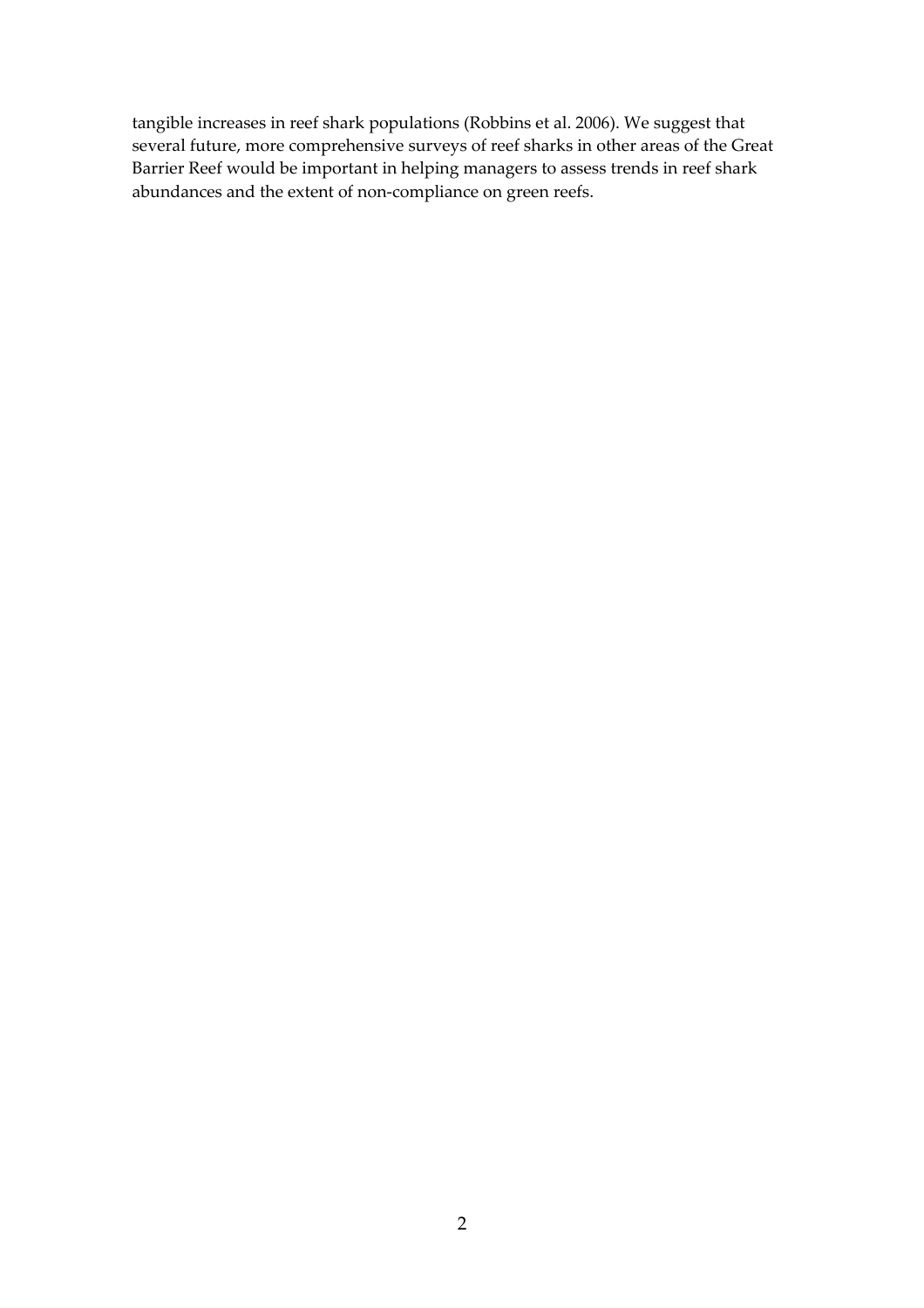tangible increases in reef shark populations (Robbins et al. 2006). We suggest that several future, more comprehensive surveys of reef sharks in other areas of the Great Barrier Reef would be important in helping managers to assess trends in reef shark abundances and the extent of non-compliance on green reefs.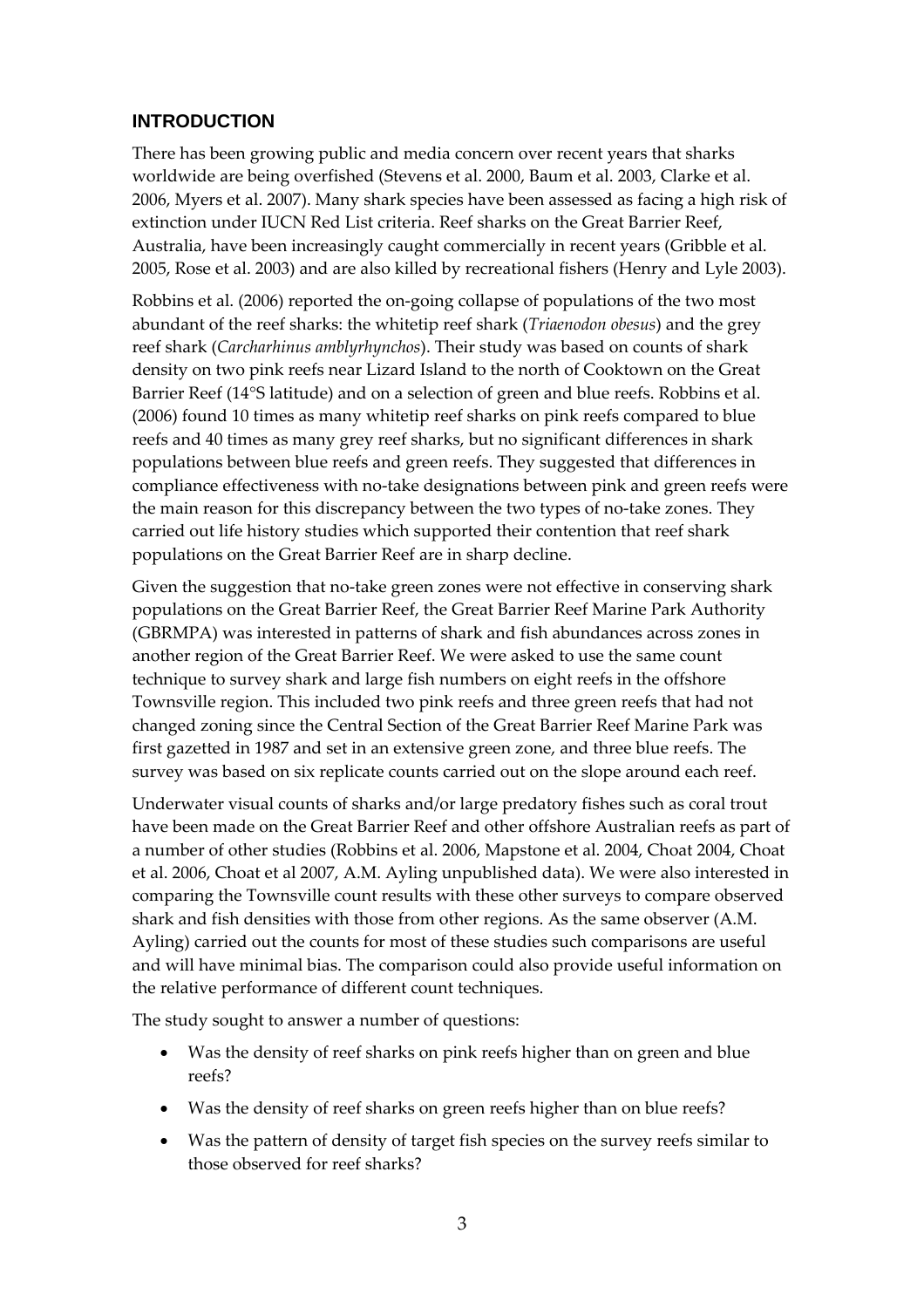## INTRODUCTION

There has been growing public and media concern over recent years that sharks worldwide are being overfished (Stevens et al. 2000, Baum et al. 2003, Clarke et al. 2006, Myers et al. 2007). Many shark species have been assessed as facing a high risk of extinction under IUCN Red List criteria. Reef sharks on the Great Barrier Reef, Australia, have been increasingly caught commercially in recent years (Gribble et al. 2005, Rose et al. 2003) and are also killed by recreational fishers (Henry and Lyle 2003).

Robbins et al. (2006) reported the on-going collapse of populations of the two most abundant of the reef sharks: the whitetip reef shark (*Triaenodon obesus*) and the grey reef shark (*Carcharhinus amblyrhynchos*). Their study was based on counts of shark density on two pink reefs near Lizard Island to the north of Cooktown on the Great Barrier Reef (14°S latitude) and on a selection of green and blue reefs. Robbins et al. (2006) found 10 times as many whitetip reef sharks on pink reefs compared to blue reefs and 40 times as many grey reef sharks, but no significant differences in shark populations between blue reefs and green reefs. They suggested that differences in compliance effectiveness with no-take designations between pink and green reefs were the main reason for this discrepancy between the two types of no-take zones. They carried out life history studies which supported their contention that reef shark populations on the Great Barrier Reef are in sharp decline.

Given the suggestion that no-take green zones were not effective in conserving shark populations on the Great Barrier Reef, the Great Barrier Reef Marine Park Authority (GBRMPA) was interested in patterns of shark and fish abundances across zones in another region of the Great Barrier Reef. We were asked to use the same count technique to survey shark and large fish numbers on eight reefs in the offshore Townsville region. This included two pink reefs and three green reefs that had not changed zoning since the Central Section of the Great Barrier Reef Marine Park was first gazetted in 1987 and set in an extensive green zone, and three blue reefs. The survey was based on six replicate counts carried out on the slope around each reef.

Underwater visual counts of sharks and/or large predatory fishes such as coral trout have been made on the Great Barrier Reef and other offshore Australian reefs as part of a number of other studies (Robbins et al. 2006, Mapstone et al. 2004, Choat 2004, Choat et al. 2006, Choat et al 2007, A.M. Ayling unpublished data). We were also interested in comparing the Townsville count results with these other surveys to compare observed shark and fish densities with those from other regions. As the same observer (A.M. Ayling) carried out the counts for most of these studies such comparisons are useful and will have minimal bias. The comparison could also provide useful information on the relative performance of different count techniques.

The study sought to answer a number of questions:

- Was the density of reef sharks on pink reefs higher than on green and blue reefs?
- Was the density of reef sharks on green reefs higher than on blue reefs?
- Was the pattern of density of target fish species on the survey reefs similar to those observed for reef sharks?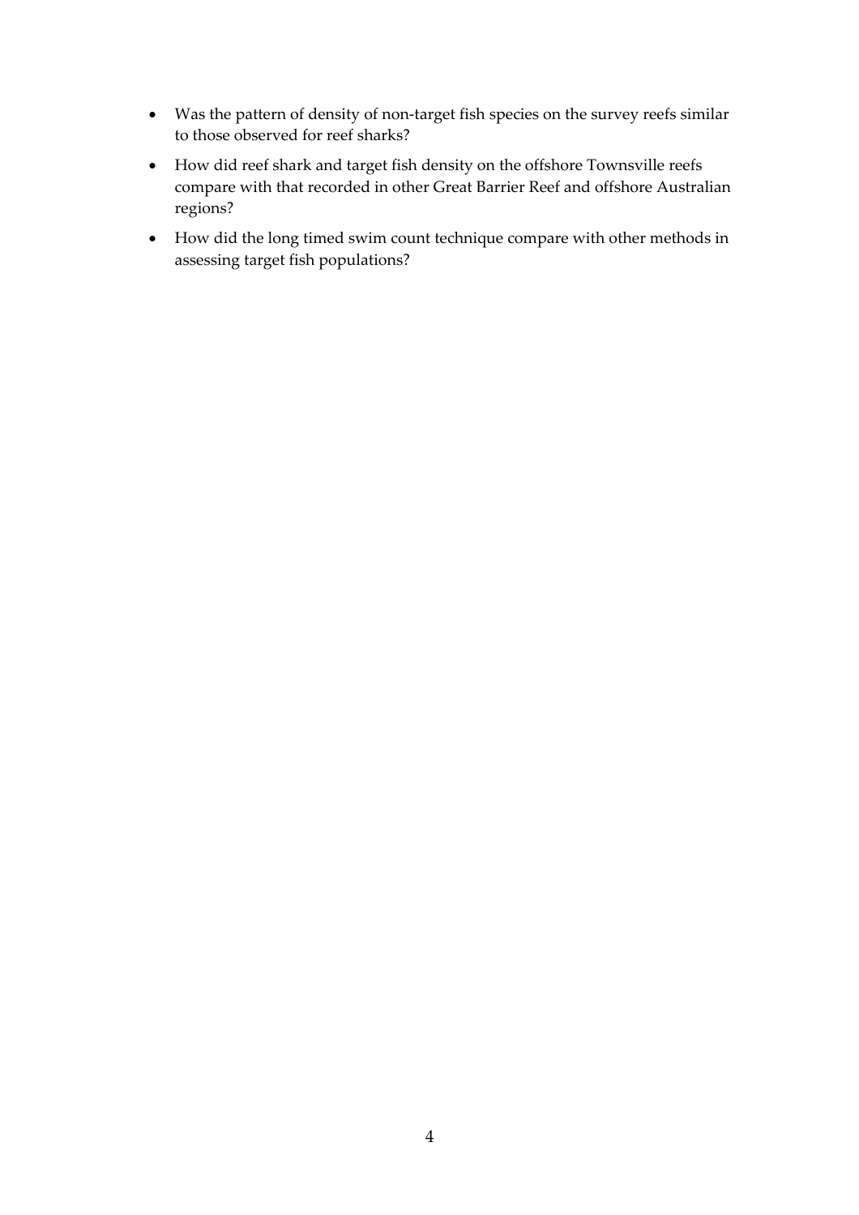- Was the pattern of density of non-target fish species on the survey reefs similar to those observed for reef sharks?
- How did reef shark and target fish density on the offshore Townsville reefs compare with that recorded in other Great Barrier Reef and offshore Australian regions?
- How did the long timed swim count technique compare with other methods in assessing target fish populations?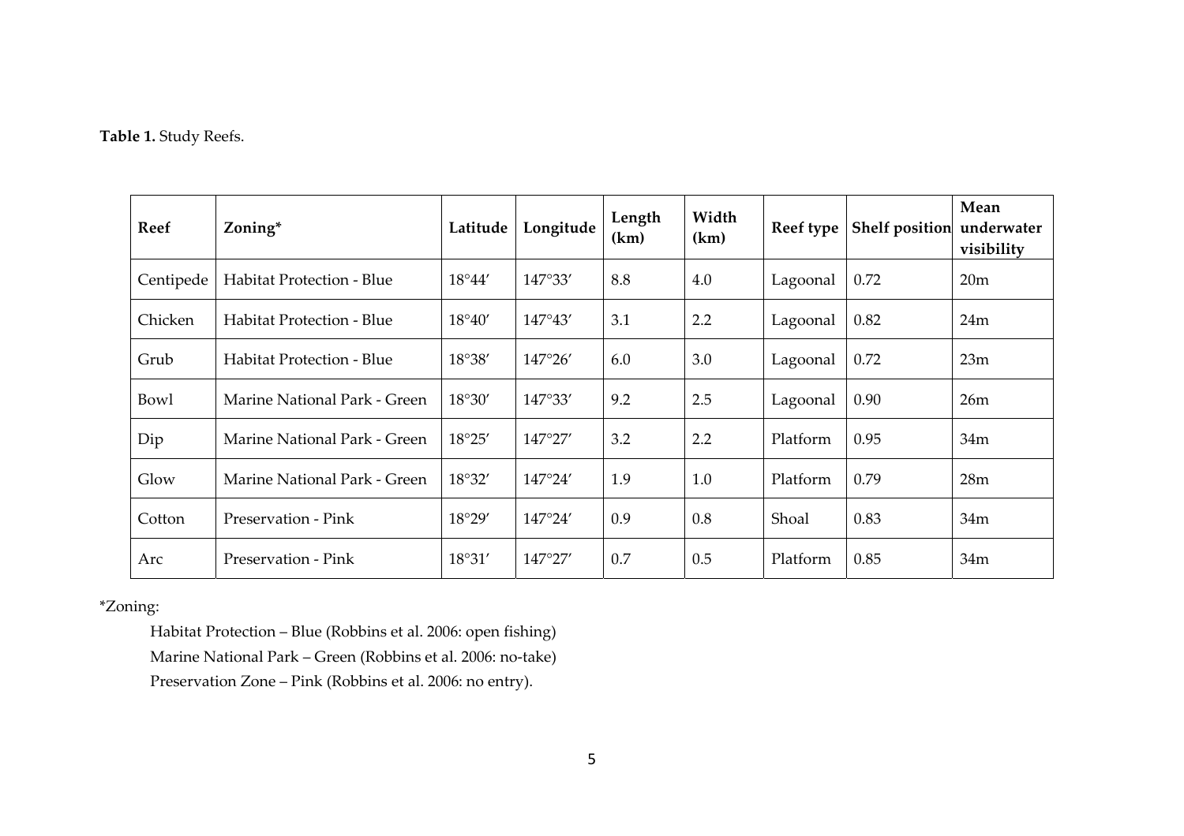**Table 1.** Study Reefs.

| Reef | Zoning* | Latitude | Longitude | Length (km) | Width (km) | Reef type | Shelf position | Mean underwater visibility |
|---|---|---|---|---|---|---|---|---|
| Centipede | Habitat Protection - Blue | 18°44′ | 147°33′ | 8.8 | 4.0 | Lagoonal | 0.72 | 20m |
| Chicken | Habitat Protection - Blue | 18°40′ | 147°43′ | 3.1 | 2.2 | Lagoonal | 0.82 | 24m |
| Grub | Habitat Protection - Blue | 18°38′ | 147°26′ | 6.0 | 3.0 | Lagoonal | 0.72 | 23m |
| Bowl | Marine National Park - Green | 18°30′ | 147°33′ | 9.2 | 2.5 | Lagoonal | 0.90 | 26m |
| Dip | Marine National Park - Green | 18°25′ | 147°27′ | 3.2 | 2.2 | Platform | 0.95 | 34m |
| Glow | Marine National Park - Green | 18°32′ | 147°24′ | 1.9 | 1.0 | Platform | 0.79 | 28m |
| Cotton | Preservation - Pink | 18°29′ | 147°24′ | 0.9 | 0.8 | Shoal | 0.83 | 34m |
| Arc | Preservation - Pink | 18°31′ | 147°27′ | 0.7 | 0.5 | Platform | 0.85 | 34m |

*Zoning:

Habitat Protection – Blue (Robbins et al. 2006: open fishing)

Marine National Park – Green (Robbins et al. 2006: no-take)

Preservation Zone – Pink (Robbins et al. 2006: no entry).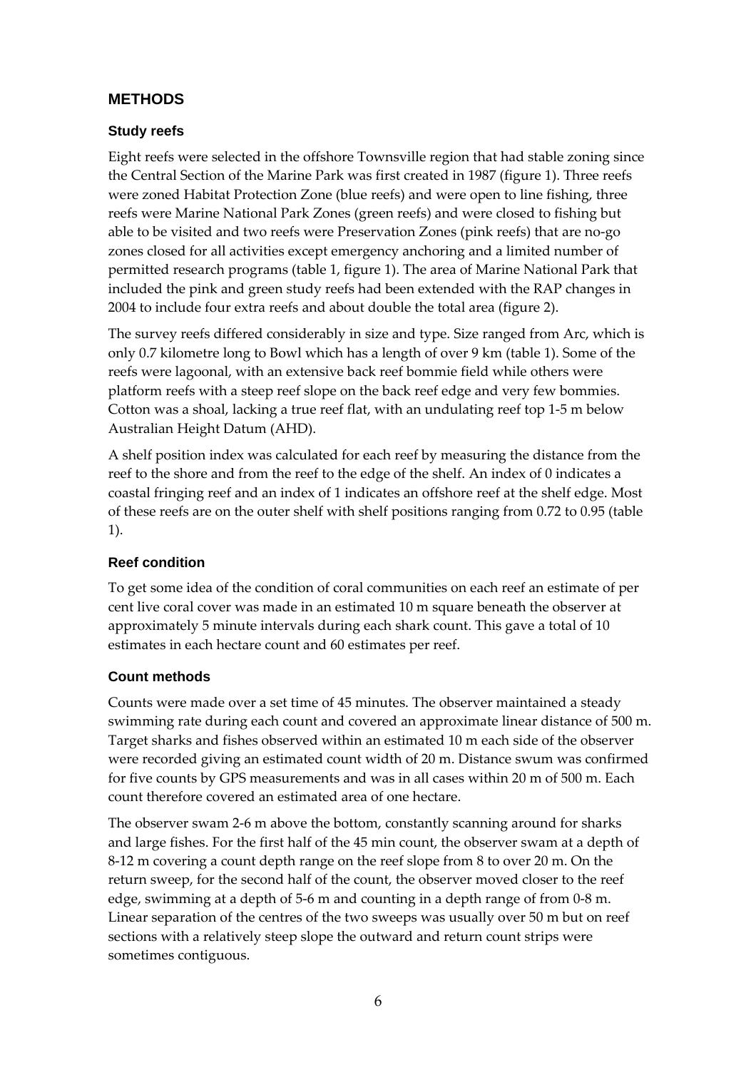## METHODS

### Study reefs

Eight reefs were selected in the offshore Townsville region that had stable zoning since the Central Section of the Marine Park was first created in 1987 (figure 1). Three reefs were zoned Habitat Protection Zone (blue reefs) and were open to line fishing, three reefs were Marine National Park Zones (green reefs) and were closed to fishing but able to be visited and two reefs were Preservation Zones (pink reefs) that are no-go zones closed for all activities except emergency anchoring and a limited number of permitted research programs (table 1, figure 1). The area of Marine National Park that included the pink and green study reefs had been extended with the RAP changes in 2004 to include four extra reefs and about double the total area (figure 2).

The survey reefs differed considerably in size and type. Size ranged from Arc, which is only 0.7 kilometre long to Bowl which has a length of over 9 km (table 1). Some of the reefs were lagoonal, with an extensive back reef bommie field while others were platform reefs with a steep reef slope on the back reef edge and very few bommies. Cotton was a shoal, lacking a true reef flat, with an undulating reef top 1-5 m below Australian Height Datum (AHD).

A shelf position index was calculated for each reef by measuring the distance from the reef to the shore and from the reef to the edge of the shelf. An index of 0 indicates a coastal fringing reef and an index of 1 indicates an offshore reef at the shelf edge. Most of these reefs are on the outer shelf with shelf positions ranging from 0.72 to 0.95 (table 1).

### Reef condition

To get some idea of the condition of coral communities on each reef an estimate of per cent live coral cover was made in an estimated 10 m square beneath the observer at approximately 5 minute intervals during each shark count. This gave a total of 10 estimates in each hectare count and 60 estimates per reef.

### Count methods

Counts were made over a set time of 45 minutes. The observer maintained a steady swimming rate during each count and covered an approximate linear distance of 500 m. Target sharks and fishes observed within an estimated 10 m each side of the observer were recorded giving an estimated count width of 20 m. Distance swum was confirmed for five counts by GPS measurements and was in all cases within 20 m of 500 m. Each count therefore covered an estimated area of one hectare.

The observer swam 2-6 m above the bottom, constantly scanning around for sharks and large fishes. For the first half of the 45 min count, the observer swam at a depth of 8-12 m covering a count depth range on the reef slope from 8 to over 20 m. On the return sweep, for the second half of the count, the observer moved closer to the reef edge, swimming at a depth of 5-6 m and counting in a depth range of from 0-8 m. Linear separation of the centres of the two sweeps was usually over 50 m but on reef sections with a relatively steep slope the outward and return count strips were sometimes contiguous.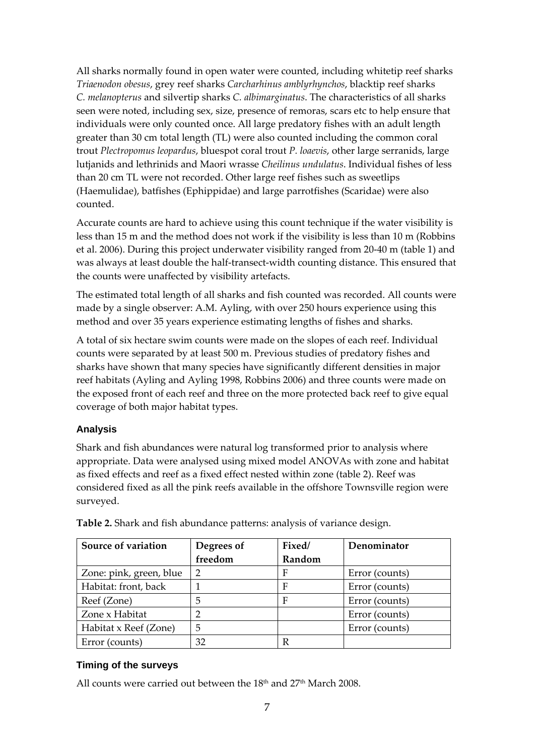All sharks normally found in open water were counted, including whitetip reef sharks *Triaenodon obesus*, grey reef sharks *Carcharhinus amblyrhynchos*, blacktip reef sharks *C. melanopterus* and silvertip sharks *C. albimarginatus*. The characteristics of all sharks seen were noted, including sex, size, presence of remoras, scars etc to help ensure that individuals were only counted once. All large predatory fishes with an adult length greater than 30 cm total length (TL) were also counted including the common coral trout *Plectropomus leopardus*, bluespot coral trout *P. loaevis*, other large serranids, large lutjanids and lethrinids and Maori wrasse *Cheilinus undulatus*. Individual fishes of less than 20 cm TL were not recorded. Other large reef fishes such as sweetlips (Haemulidae), batfishes (Ephippidae) and large parrotfishes (Scaridae) were also counted.

Accurate counts are hard to achieve using this count technique if the water visibility is less than 15 m and the method does not work if the visibility is less than 10 m (Robbins et al. 2006). During this project underwater visibility ranged from 20-40 m (table 1) and was always at least double the half-transect-width counting distance. This ensured that the counts were unaffected by visibility artefacts.

The estimated total length of all sharks and fish counted was recorded. All counts were made by a single observer: A.M. Ayling, with over 250 hours experience using this method and over 35 years experience estimating lengths of fishes and sharks.

A total of six hectare swim counts were made on the slopes of each reef. Individual counts were separated by at least 500 m. Previous studies of predatory fishes and sharks have shown that many species have significantly different densities in major reef habitats (Ayling and Ayling 1998, Robbins 2006) and three counts were made on the exposed front of each reef and three on the more protected back reef to give equal coverage of both major habitat types.

### Analysis

Shark and fish abundances were natural log transformed prior to analysis where appropriate. Data were analysed using mixed model ANOVAs with zone and habitat as fixed effects and reef as a fixed effect nested within zone (table 2). Reef was considered fixed as all the pink reefs available in the offshore Townsville region were surveyed.

**Table 2.** Shark and fish abundance patterns: analysis of variance design.

| Source of variation | Degrees of freedom | Fixed/ Random | Denominator |
|---|---|---|---|
| Zone: pink, green, blue | 2 | F | Error (counts) |
| Habitat: front, back | 1 | F | Error (counts) |
| Reef (Zone) | 5 | F | Error (counts) |
| Zone x Habitat | 2 | | Error (counts) |
| Habitat x Reef (Zone) | 5 | | Error (counts) |
| Error (counts) | 32 | R | |

### Timing of the surveys

All counts were carried out between the 18th and 27th March 2008.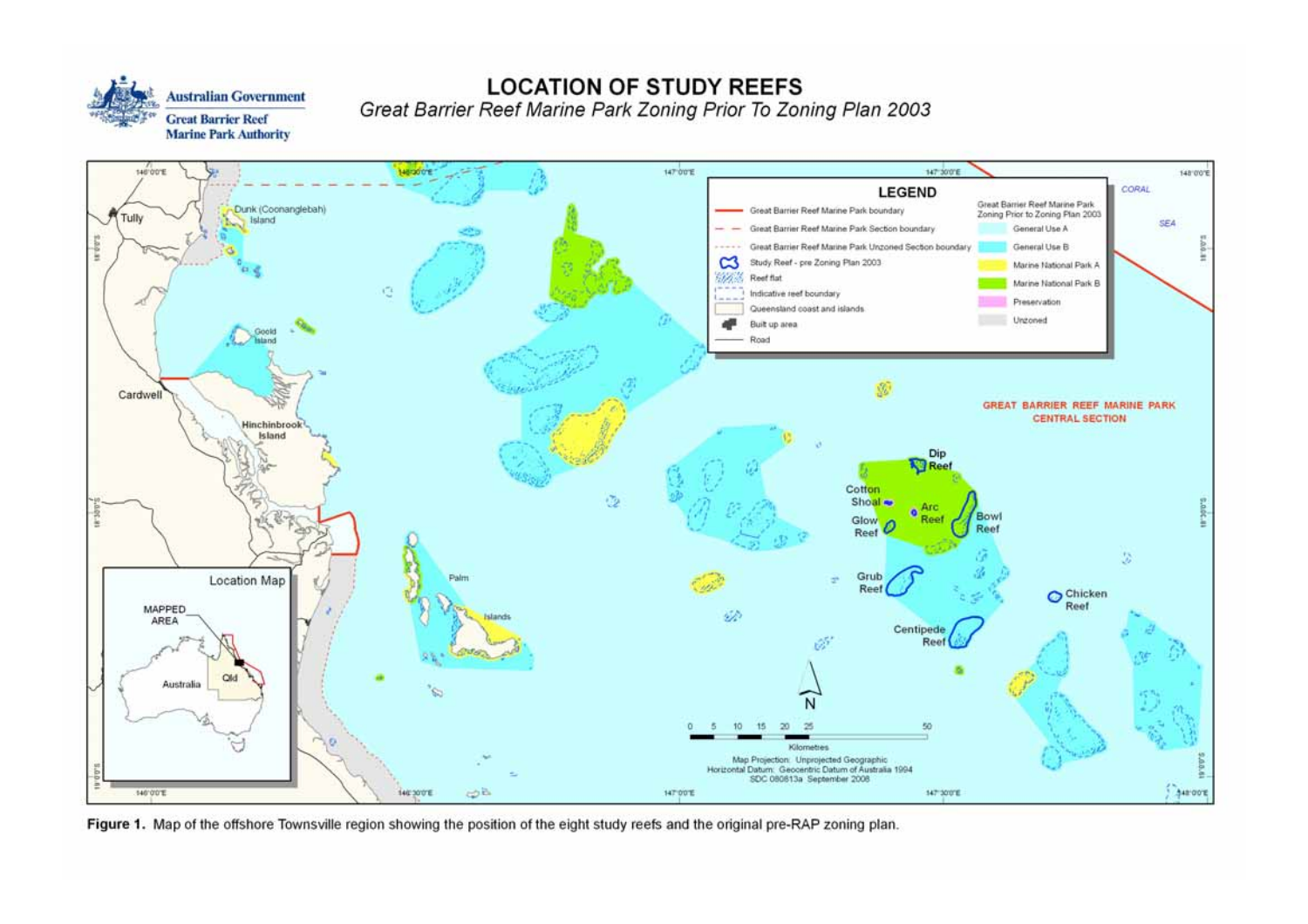**Figure 1.** Map of the offshore Townsville region showing the position of the eight study reefs and the original pre-RAP zoning plan.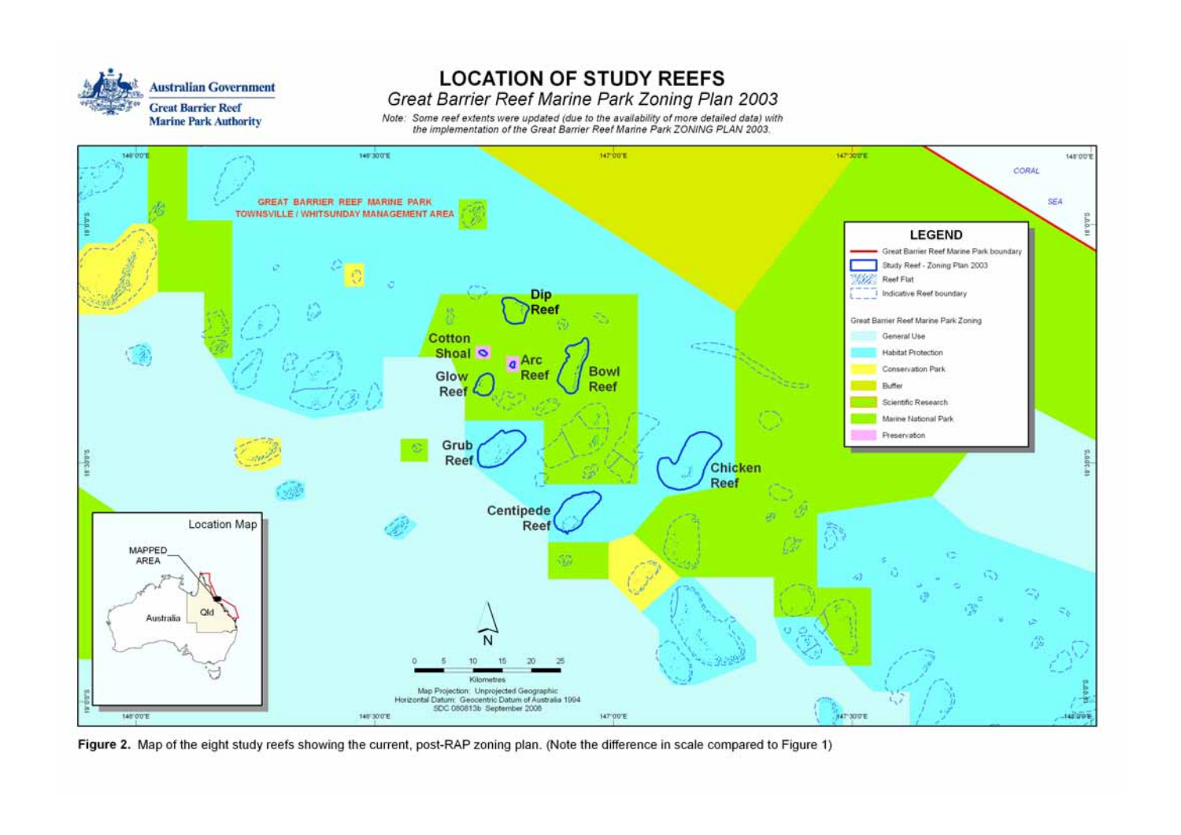# LOCATION OF STUDY REEFS

*Great Barrier Reef Marine Park Zoning Plan 2003*

*Note: Some reef extents were updated (due to the availability of more detailed data) with the implementation of the Great Barrier Reef Marine Park ZONING PLAN 2003.*

**Figure 2.** Map of the eight study reefs showing the current, post-RAP zoning plan. (Note the difference in scale compared to Figure 1)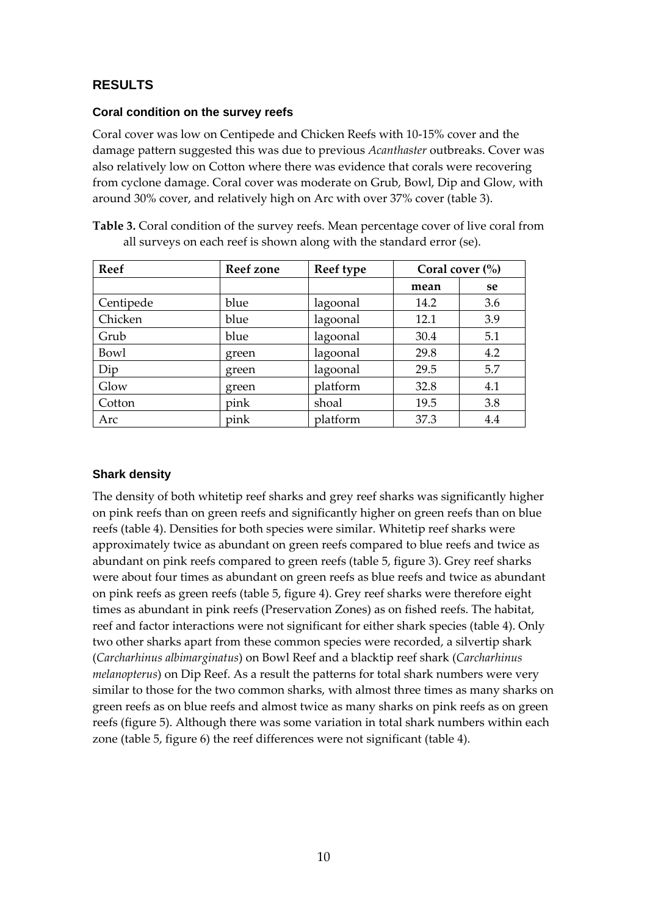## RESULTS

### Coral condition on the survey reefs

Coral cover was low on Centipede and Chicken Reefs with 10-15% cover and the damage pattern suggested this was due to previous *Acanthaster* outbreaks. Cover was also relatively low on Cotton where there was evidence that corals were recovering from cyclone damage. Coral cover was moderate on Grub, Bowl, Dip and Glow, with around 30% cover, and relatively high on Arc with over 37% cover (table 3).

**Table 3.** Coral condition of the survey reefs. Mean percentage cover of live coral from all surveys on each reef is shown along with the standard error (se).

| Reef | Reef zone | Reef type | Coral cover (%) | |
|---|---|---|---|---|
| | | | **mean** | **se** |
| Centipede | blue | lagoonal | 14.2 | 3.6 |
| Chicken | blue | lagoonal | 12.1 | 3.9 |
| Grub | blue | lagoonal | 30.4 | 5.1 |
| Bowl | green | lagoonal | 29.8 | 4.2 |
| Dip | green | lagoonal | 29.5 | 5.7 |
| Glow | green | platform | 32.8 | 4.1 |
| Cotton | pink | shoal | 19.5 | 3.8 |
| Arc | pink | platform | 37.3 | 4.4 |

### Shark density

The density of both whitetip reef sharks and grey reef sharks was significantly higher on pink reefs than on green reefs and significantly higher on green reefs than on blue reefs (table 4). Densities for both species were similar. Whitetip reef sharks were approximately twice as abundant on green reefs compared to blue reefs and twice as abundant on pink reefs compared to green reefs (table 5, figure 3). Grey reef sharks were about four times as abundant on green reefs as blue reefs and twice as abundant on pink reefs as green reefs (table 5, figure 4). Grey reef sharks were therefore eight times as abundant in pink reefs (Preservation Zones) as on fished reefs. The habitat, reef and factor interactions were not significant for either shark species (table 4). Only two other sharks apart from these common species were recorded, a silvertip shark (*Carcharhinus albimarginatus*) on Bowl Reef and a blacktip reef shark (*Carcharhinus melanopterus*) on Dip Reef. As a result the patterns for total shark numbers were very similar to those for the two common sharks, with almost three times as many sharks on green reefs as on blue reefs and almost twice as many sharks on pink reefs as on green reefs (figure 5). Although there was some variation in total shark numbers within each zone (table 5, figure 6) the reef differences were not significant (table 4).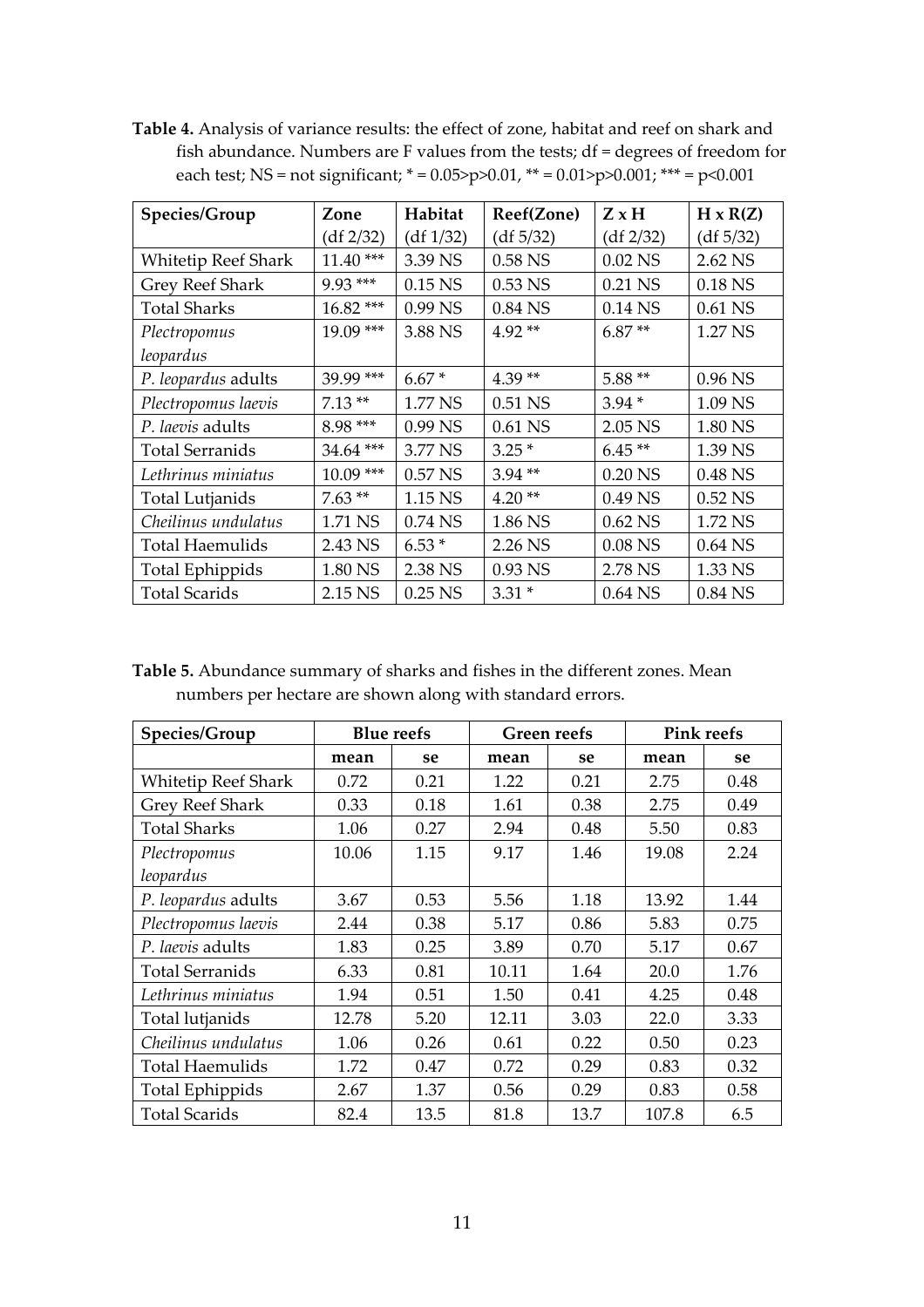**Table 4.** Analysis of variance results: the effect of zone, habitat and reef on shark and fish abundance. Numbers are F values from the tests; df = degrees of freedom for each test; NS = not significant; * = 0.05>p>0.01, ** = 0.01>p>0.001; *** = p<0.001

| Species/Group | Zone (df 2/32) | Habitat (df 1/32) | Reef(Zone) (df 5/32) | Z x H (df 2/32) | H x R(Z) (df 5/32) |
|---|---|---|---|---|---|
| Whitetip Reef Shark | 11.40 *** | 3.39 NS | 0.58 NS | 0.02 NS | 2.62 NS |
| Grey Reef Shark | 9.93 *** | 0.15 NS | 0.53 NS | 0.21 NS | 0.18 NS |
| Total Sharks | 16.82 *** | 0.99 NS | 0.84 NS | 0.14 NS | 0.61 NS |
| *Plectropomus leopardus* | 19.09 *** | 3.88 NS | 4.92 ** | 6.87 ** | 1.27 NS |
| *P. leopardus* adults | 39.99 *** | 6.67 * | 4.39 ** | 5.88 ** | 0.96 NS |
| *Plectropomus laevis* | 7.13 ** | 1.77 NS | 0.51 NS | 3.94 * | 1.09 NS |
| *P. laevis* adults | 8.98 *** | 0.99 NS | 0.61 NS | 2.05 NS | 1.80 NS |
| Total Serranids | 34.64 *** | 3.77 NS | 3.25 * | 6.45 ** | 1.39 NS |
| *Lethrinus miniatus* | 10.09 *** | 0.57 NS | 3.94 ** | 0.20 NS | 0.48 NS |
| Total Lutjanids | 7.63 ** | 1.15 NS | 4.20 ** | 0.49 NS | 0.52 NS |
| *Cheilinus undulatus* | 1.71 NS | 0.74 NS | 1.86 NS | 0.62 NS | 1.72 NS |
| Total Haemulids | 2.43 NS | 6.53 * | 2.26 NS | 0.08 NS | 0.64 NS |
| Total Ephippids | 1.80 NS | 2.38 NS | 0.93 NS | 2.78 NS | 1.33 NS |
| Total Scarids | 2.15 NS | 0.25 NS | 3.31 * | 0.64 NS | 0.84 NS |

**Table 5.** Abundance summary of sharks and fishes in the different zones. Mean numbers per hectare are shown along with standard errors.

| Species/Group | Blue reefs | | Green reefs | | Pink reefs | |
|---|---|---|---|---|---|---|
| | mean | se | mean | se | mean | se |
| Whitetip Reef Shark | 0.72 | 0.21 | 1.22 | 0.21 | 2.75 | 0.48 |
| Grey Reef Shark | 0.33 | 0.18 | 1.61 | 0.38 | 2.75 | 0.49 |
| Total Sharks | 1.06 | 0.27 | 2.94 | 0.48 | 5.50 | 0.83 |
| *Plectropomus leopardus* | 10.06 | 1.15 | 9.17 | 1.46 | 19.08 | 2.24 |
| *P. leopardus* adults | 3.67 | 0.53 | 5.56 | 1.18 | 13.92 | 1.44 |
| *Plectropomus laevis* | 2.44 | 0.38 | 5.17 | 0.86 | 5.83 | 0.75 |
| *P. laevis* adults | 1.83 | 0.25 | 3.89 | 0.70 | 5.17 | 0.67 |
| Total Serranids | 6.33 | 0.81 | 10.11 | 1.64 | 20.0 | 1.76 |
| *Lethrinus miniatus* | 1.94 | 0.51 | 1.50 | 0.41 | 4.25 | 0.48 |
| Total lutjanids | 12.78 | 5.20 | 12.11 | 3.03 | 22.0 | 3.33 |
| *Cheilinus undulatus* | 1.06 | 0.26 | 0.61 | 0.22 | 0.50 | 0.23 |
| Total Haemulids | 1.72 | 0.47 | 0.72 | 0.29 | 0.83 | 0.32 |
| Total Ephippids | 2.67 | 1.37 | 0.56 | 0.29 | 0.83 | 0.58 |
| Total Scarids | 82.4 | 13.5 | 81.8 | 13.7 | 107.8 | 6.5 |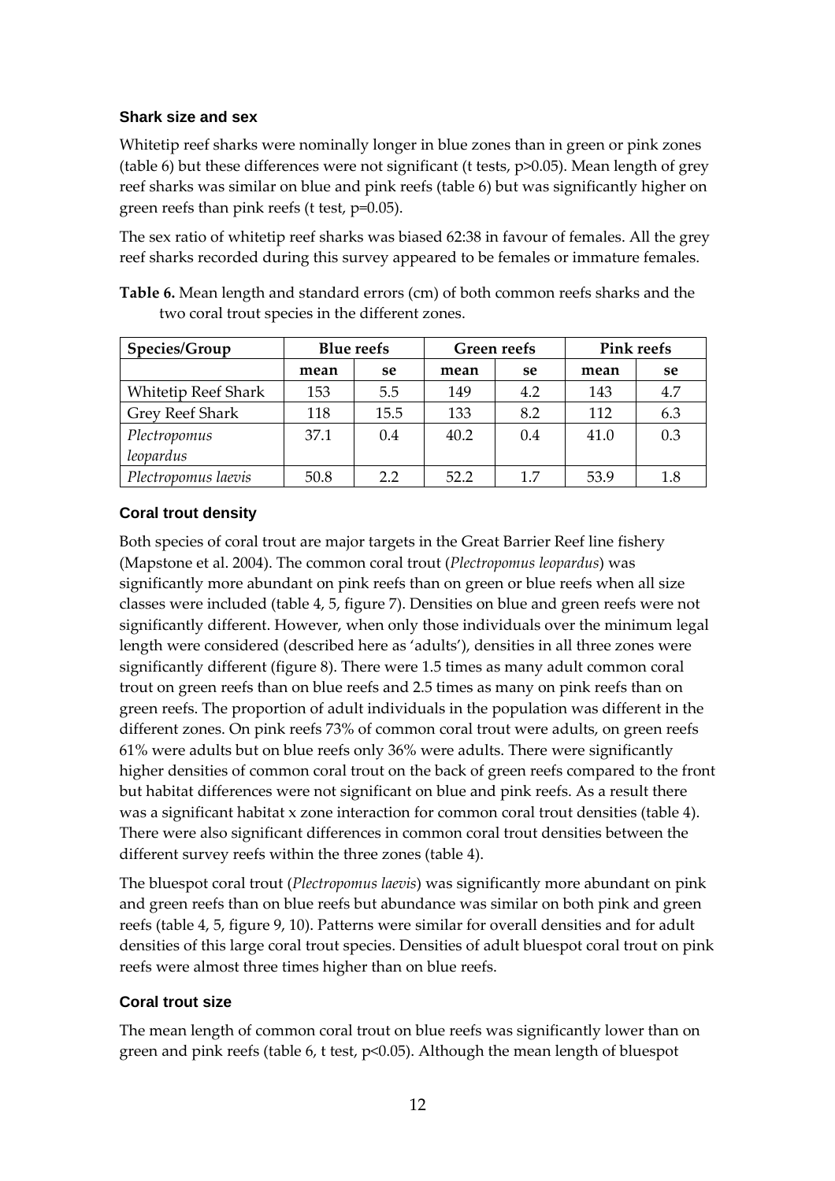### Shark size and sex

Whitetip reef sharks were nominally longer in blue zones than in green or pink zones (table 6) but these differences were not significant (t tests, $p>0.05$). Mean length of grey reef sharks was similar on blue and pink reefs (table 6) but was significantly higher on green reefs than pink reefs (t test, $p=0.05$).

The sex ratio of whitetip reef sharks was biased 62:38 in favour of females. All the grey reef sharks recorded during this survey appeared to be females or immature females.

**Table 6.** Mean length and standard errors (cm) of both common reefs sharks and the two coral trout species in the different zones.

| Species/Group | Blue reefs | | Green reefs | | Pink reefs | |
|---|---|---|---|---|---|---|
| | mean | se | mean | se | mean | se |
| Whitetip Reef Shark | 153 | 5.5 | 149 | 4.2 | 143 | 4.7 |
| Grey Reef Shark | 118 | 15.5 | 133 | 8.2 | 112 | 6.3 |
| *Plectropomus leopardus* | 37.1 | 0.4 | 40.2 | 0.4 | 41.0 | 0.3 |
| *Plectropomus laevis* | 50.8 | 2.2 | 52.2 | 1.7 | 53.9 | 1.8 |

### Coral trout density

Both species of coral trout are major targets in the Great Barrier Reef line fishery (Mapstone et al. 2004). The common coral trout (*Plectropomus leopardus*) was significantly more abundant on pink reefs than on green or blue reefs when all size classes were included (table 4, 5, figure 7). Densities on blue and green reefs were not significantly different. However, when only those individuals over the minimum legal length were considered (described here as 'adults'), densities in all three zones were significantly different (figure 8). There were 1.5 times as many adult common coral trout on green reefs than on blue reefs and 2.5 times as many on pink reefs than on green reefs. The proportion of adult individuals in the population was different in the different zones. On pink reefs 73% of common coral trout were adults, on green reefs 61% were adults but on blue reefs only 36% were adults. There were significantly higher densities of common coral trout on the back of green reefs compared to the front but habitat differences were not significant on blue and pink reefs. As a result there was a significant habitat x zone interaction for common coral trout densities (table 4). There were also significant differences in common coral trout densities between the different survey reefs within the three zones (table 4).

The bluespot coral trout (*Plectropomus laevis*) was significantly more abundant on pink and green reefs than on blue reefs but abundance was similar on both pink and green reefs (table 4, 5, figure 9, 10). Patterns were similar for overall densities and for adult densities of this large coral trout species. Densities of adult bluespot coral trout on pink reefs were almost three times higher than on blue reefs.

### Coral trout size

The mean length of common coral trout on blue reefs was significantly lower than on green and pink reefs (table 6, t test, $p<0.05$). Although the mean length of bluespot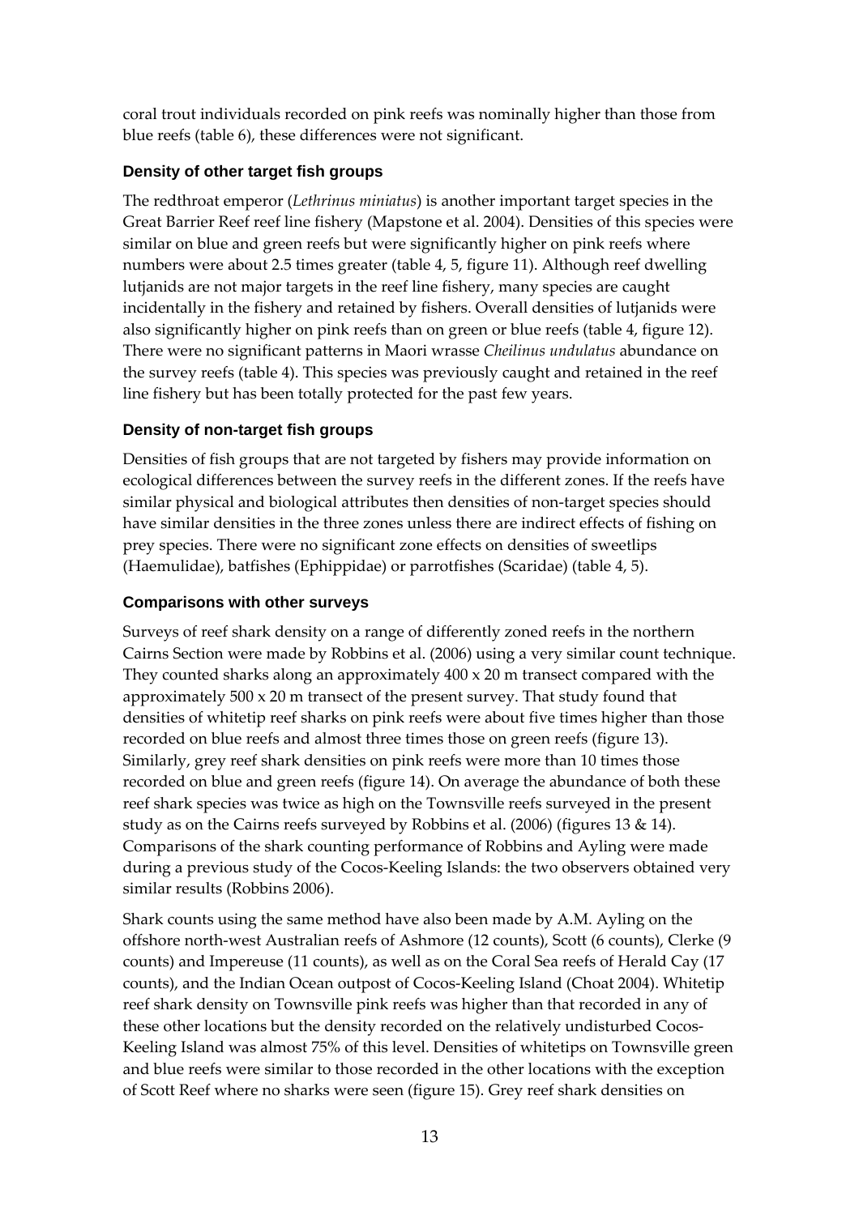coral trout individuals recorded on pink reefs was nominally higher than those from blue reefs (table 6), these differences were not significant.

### Density of other target fish groups

The redthroat emperor (*Lethrinus miniatus*) is another important target species in the Great Barrier Reef reef line fishery (Mapstone et al. 2004). Densities of this species were similar on blue and green reefs but were significantly higher on pink reefs where numbers were about 2.5 times greater (table 4, 5, figure 11). Although reef dwelling lutjanids are not major targets in the reef line fishery, many species are caught incidentally in the fishery and retained by fishers. Overall densities of lutjanids were also significantly higher on pink reefs than on green or blue reefs (table 4, figure 12). There were no significant patterns in Maori wrasse *Cheilinus undulatus* abundance on the survey reefs (table 4). This species was previously caught and retained in the reef line fishery but has been totally protected for the past few years.

### Density of non-target fish groups

Densities of fish groups that are not targeted by fishers may provide information on ecological differences between the survey reefs in the different zones. If the reefs have similar physical and biological attributes then densities of non-target species should have similar densities in the three zones unless there are indirect effects of fishing on prey species. There were no significant zone effects on densities of sweetlips (Haemulidae), batfishes (Ephippidae) or parrotfishes (Scaridae) (table 4, 5).

### Comparisons with other surveys

Surveys of reef shark density on a range of differently zoned reefs in the northern Cairns Section were made by Robbins et al. (2006) using a very similar count technique. They counted sharks along an approximately 400 x 20 m transect compared with the approximately 500 x 20 m transect of the present survey. That study found that densities of whitetip reef sharks on pink reefs were about five times higher than those recorded on blue reefs and almost three times those on green reefs (figure 13). Similarly, grey reef shark densities on pink reefs were more than 10 times those recorded on blue and green reefs (figure 14). On average the abundance of both these reef shark species was twice as high on the Townsville reefs surveyed in the present study as on the Cairns reefs surveyed by Robbins et al. (2006) (figures 13 & 14). Comparisons of the shark counting performance of Robbins and Ayling were made during a previous study of the Cocos-Keeling Islands: the two observers obtained very similar results (Robbins 2006).

Shark counts using the same method have also been made by A.M. Ayling on the offshore north-west Australian reefs of Ashmore (12 counts), Scott (6 counts), Clerke (9 counts) and Impereuse (11 counts), as well as on the Coral Sea reefs of Herald Cay (17 counts), and the Indian Ocean outpost of Cocos-Keeling Island (Choat 2004). Whitetip reef shark density on Townsville pink reefs was higher than that recorded in any of these other locations but the density recorded on the relatively undisturbed Cocos-Keeling Island was almost 75% of this level. Densities of whitetips on Townsville green and blue reefs were similar to those recorded in the other locations with the exception of Scott Reef where no sharks were seen (figure 15). Grey reef shark densities on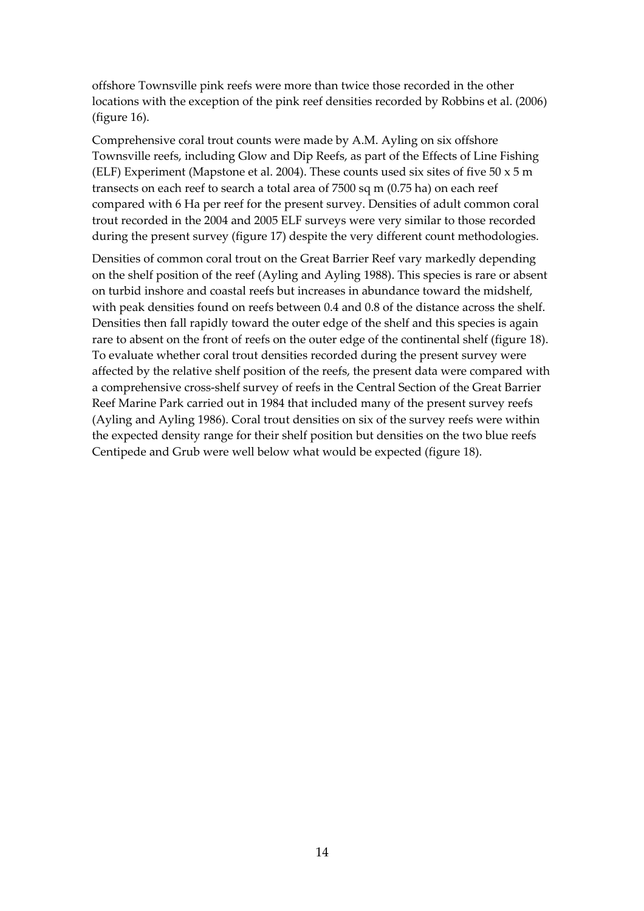offshore Townsville pink reefs were more than twice those recorded in the other locations with the exception of the pink reef densities recorded by Robbins et al. (2006) (figure 16).

Comprehensive coral trout counts were made by A.M. Ayling on six offshore Townsville reefs, including Glow and Dip Reefs, as part of the Effects of Line Fishing (ELF) Experiment (Mapstone et al. 2004). These counts used six sites of five 50 x 5 m transects on each reef to search a total area of 7500 sq m (0.75 ha) on each reef compared with 6 Ha per reef for the present survey. Densities of adult common coral trout recorded in the 2004 and 2005 ELF surveys were very similar to those recorded during the present survey (figure 17) despite the very different count methodologies.

Densities of common coral trout on the Great Barrier Reef vary markedly depending on the shelf position of the reef (Ayling and Ayling 1988). This species is rare or absent on turbid inshore and coastal reefs but increases in abundance toward the midshelf, with peak densities found on reefs between 0.4 and 0.8 of the distance across the shelf. Densities then fall rapidly toward the outer edge of the shelf and this species is again rare to absent on the front of reefs on the outer edge of the continental shelf (figure 18). To evaluate whether coral trout densities recorded during the present survey were affected by the relative shelf position of the reefs, the present data were compared with a comprehensive cross-shelf survey of reefs in the Central Section of the Great Barrier Reef Marine Park carried out in 1984 that included many of the present survey reefs (Ayling and Ayling 1986). Coral trout densities on six of the survey reefs were within the expected density range for their shelf position but densities on the two blue reefs Centipede and Grub were well below what would be expected (figure 18).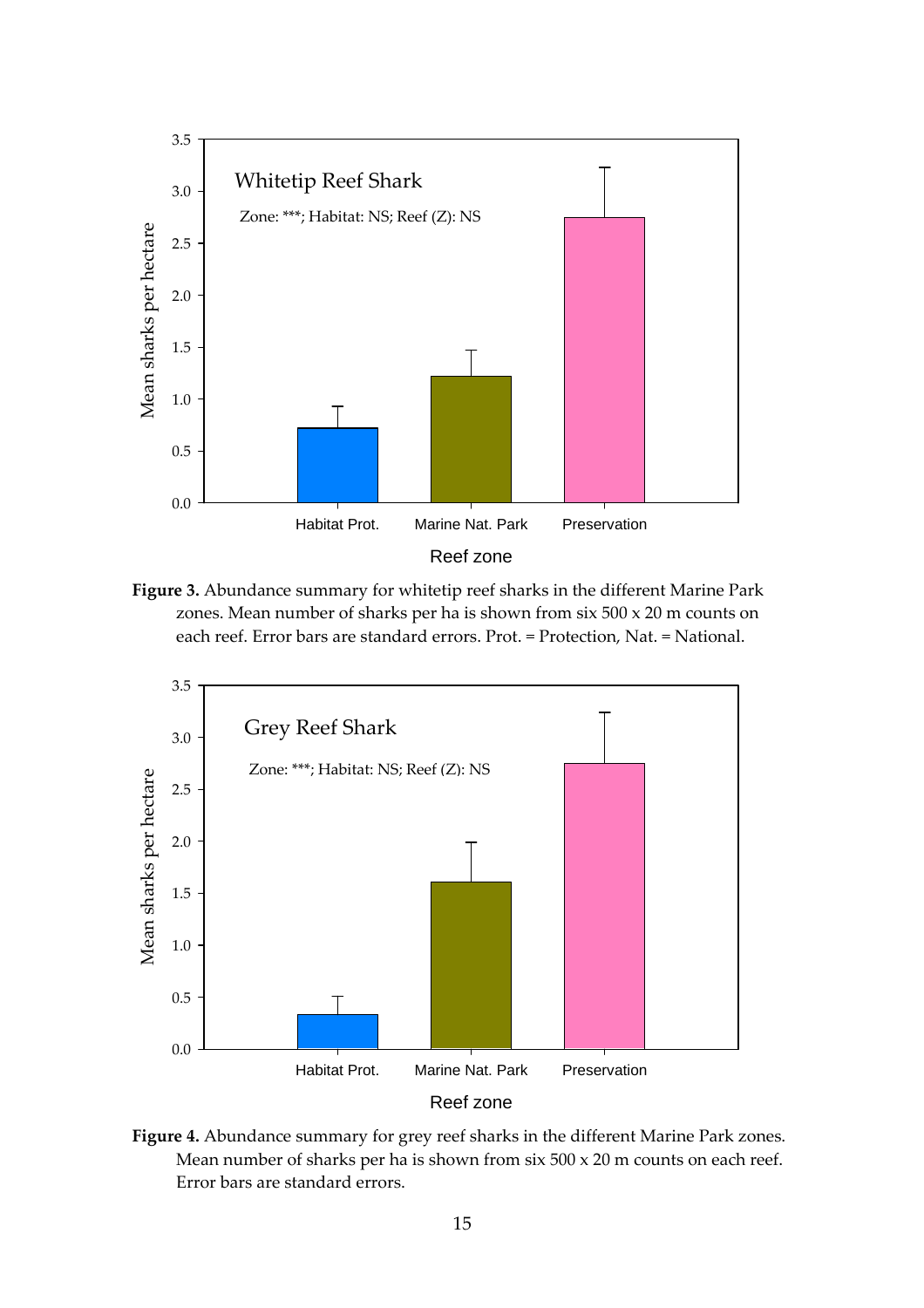**Figure 3.** Abundance summary for whitetip reef sharks in the different Marine Park zones. Mean number of sharks per ha is shown from six 500 x 20 m counts on each reef. Error bars are standard errors. Prot. = Protection, Nat. = National.

**Figure 4.** Abundance summary for grey reef sharks in the different Marine Park zones. Mean number of sharks per ha is shown from six 500 x 20 m counts on each reef. Error bars are standard errors.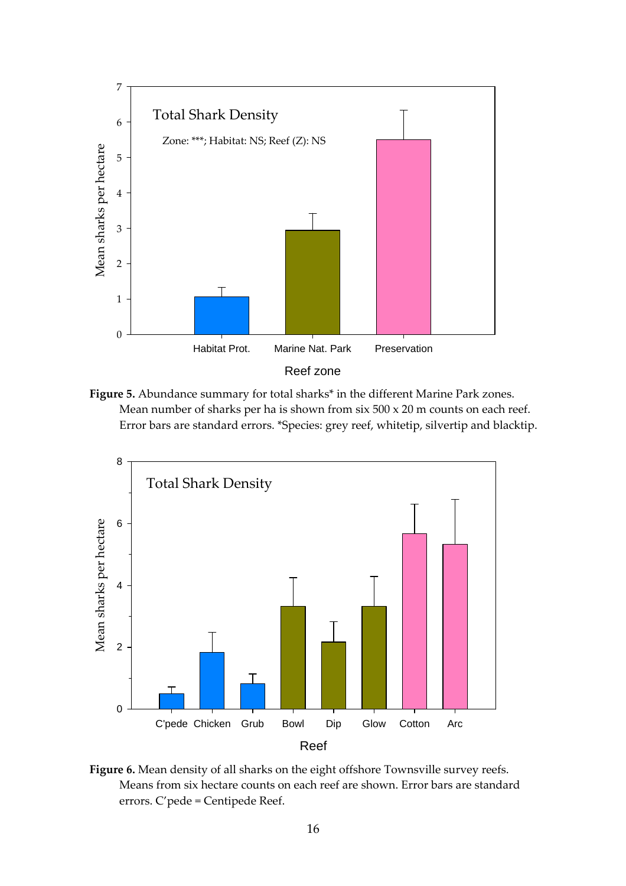**Figure 5.** Abundance summary for total sharks* in the different Marine Park zones. Mean number of sharks per ha is shown from six 500 x 20 m counts on each reef. Error bars are standard errors. *Species: grey reef, whitetip, silvertip and blacktip.

**Figure 6.** Mean density of all sharks on the eight offshore Townsville survey reefs. Means from six hectare counts on each reef are shown. Error bars are standard errors. C'pede = Centipede Reef.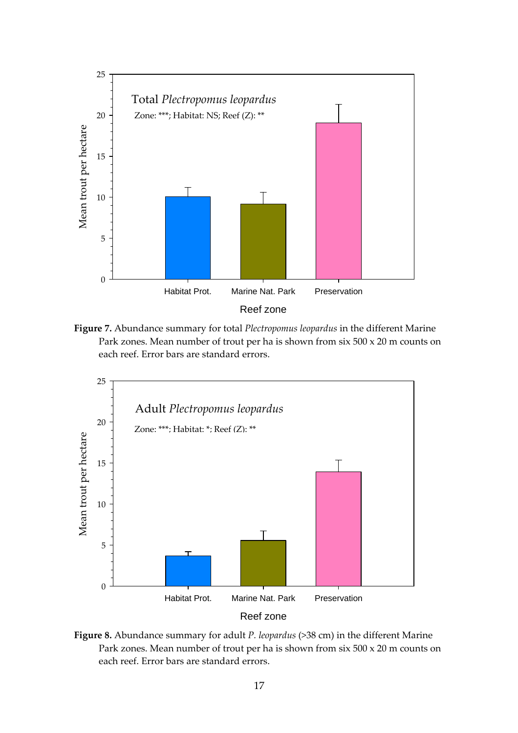**Figure 7.** Abundance summary for total *Plectropomus leopardus* in the different Marine Park zones. Mean number of trout per ha is shown from six 500 x 20 m counts on each reef. Error bars are standard errors.

**Figure 8.** Abundance summary for adult *P. leopardus* (>38 cm) in the different Marine Park zones. Mean number of trout per ha is shown from six 500 x 20 m counts on each reef. Error bars are standard errors.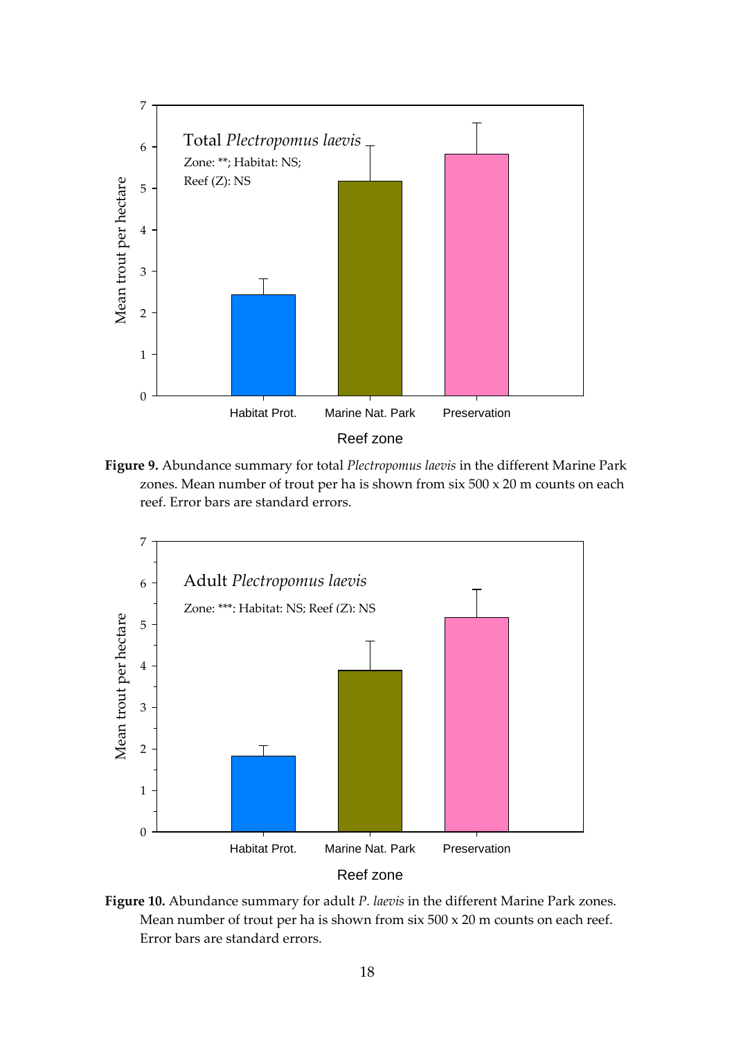**Figure 9.** Abundance summary for total *Plectropomus laevis* in the different Marine Park zones. Mean number of trout per ha is shown from six 500 x 20 m counts on each reef. Error bars are standard errors.

**Figure 10.** Abundance summary for adult *P. laevis* in the different Marine Park zones. Mean number of trout per ha is shown from six 500 x 20 m counts on each reef. Error bars are standard errors.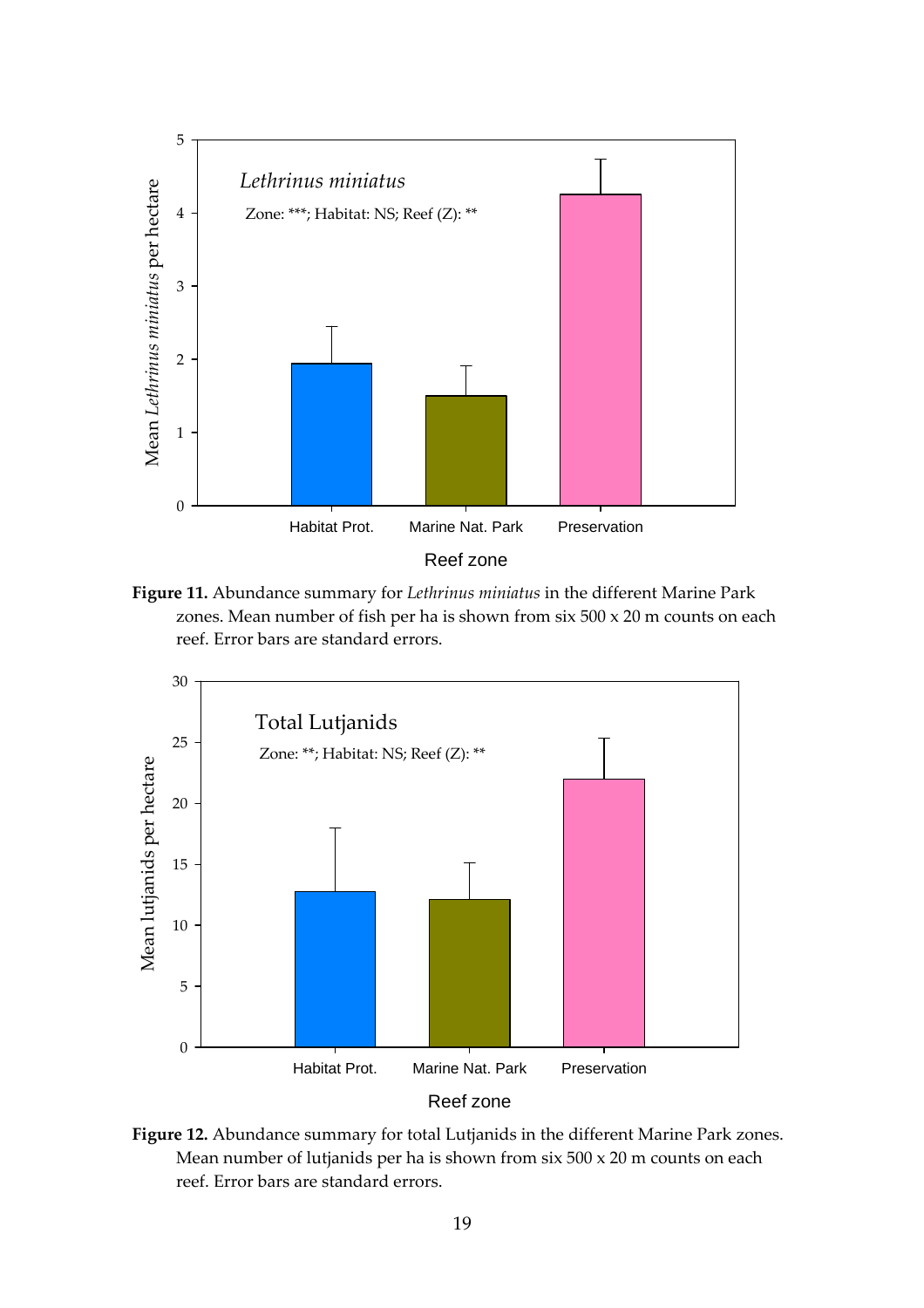**Figure 11.** Abundance summary for *Lethrinus miniatus* in the different Marine Park zones. Mean number of fish per ha is shown from six 500 x 20 m counts on each reef. Error bars are standard errors.

**Figure 12.** Abundance summary for total Lutjanids in the different Marine Park zones. Mean number of lutjanids per ha is shown from six 500 x 20 m counts on each reef. Error bars are standard errors.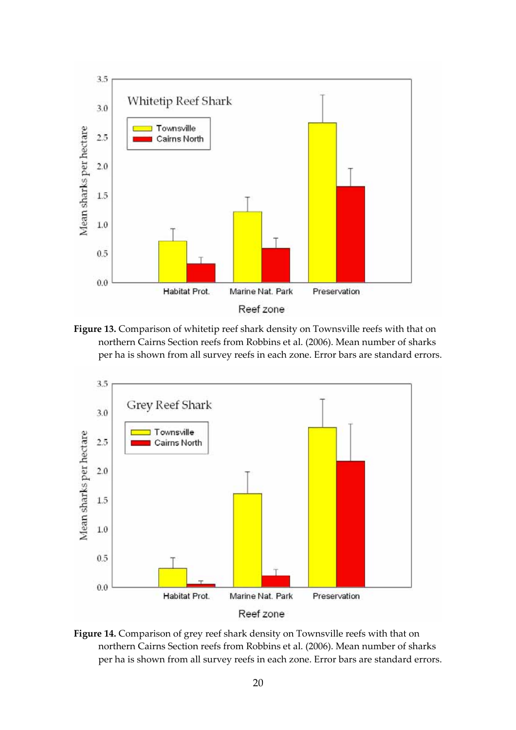**Figure 13.** Comparison of whitetip reef shark density on Townsville reefs with that on northern Cairns Section reefs from Robbins et al. (2006). Mean number of sharks per ha is shown from all survey reefs in each zone. Error bars are standard errors.

**Figure 14.** Comparison of grey reef shark density on Townsville reefs with that on northern Cairns Section reefs from Robbins et al. (2006). Mean number of sharks per ha is shown from all survey reefs in each zone. Error bars are standard errors.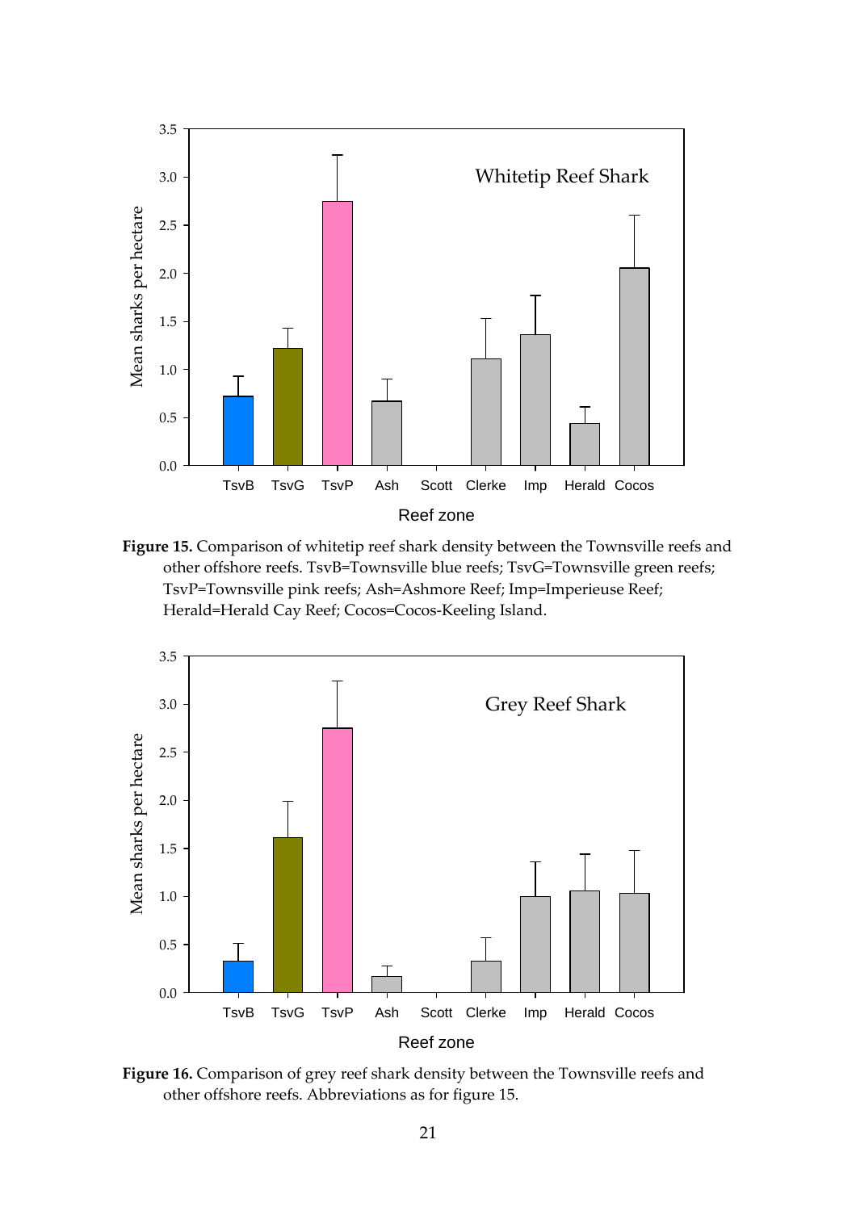**Figure 15.** Comparison of whitetip reef shark density between the Townsville reefs and other offshore reefs. TsvB=Townsville blue reefs; TsvG=Townsville green reefs; TsvP=Townsville pink reefs; Ash=Ashmore Reef; Imp=Imperieuse Reef; Herald=Herald Cay Reef; Cocos=Cocos-Keeling Island.

**Figure 16.** Comparison of grey reef shark density between the Townsville reefs and other offshore reefs. Abbreviations as for figure 15.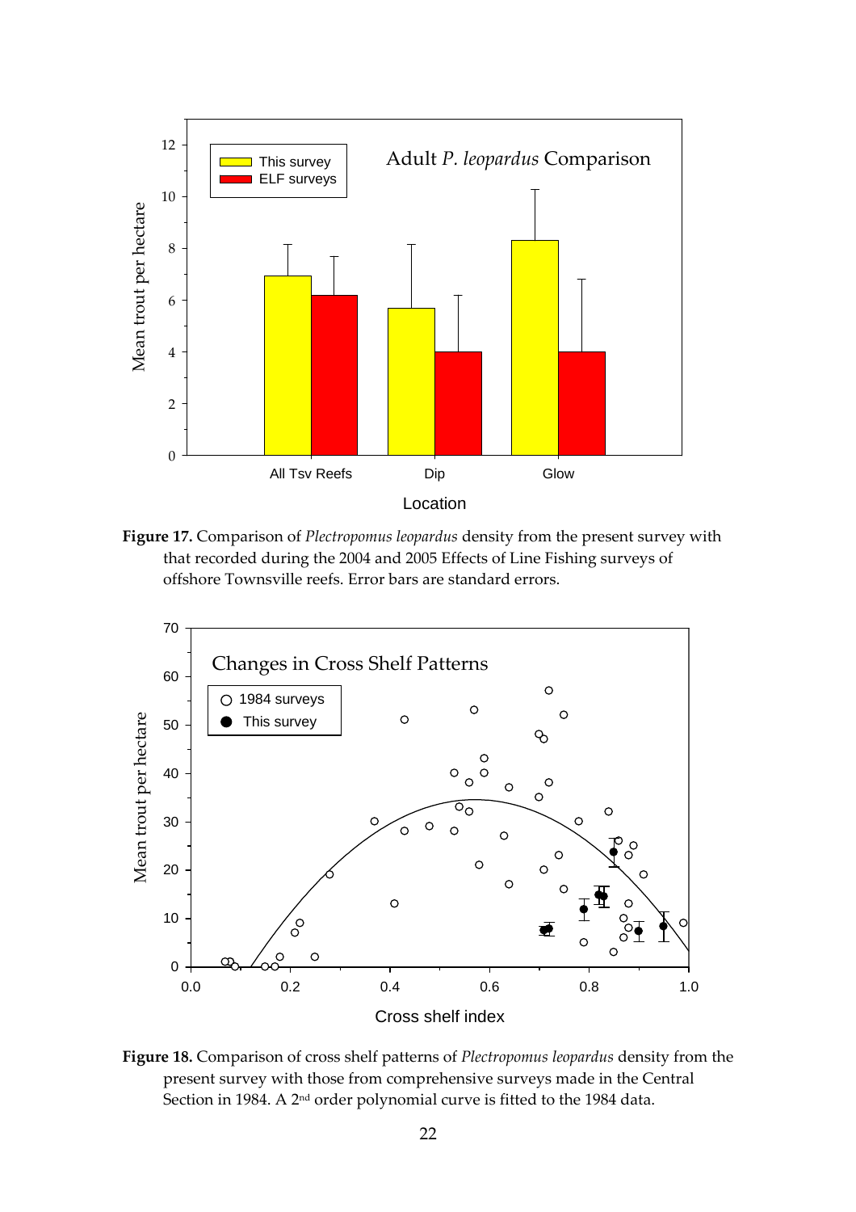**Figure 17.** Comparison of *Plectropomus leopardus* density from the present survey with that recorded during the 2004 and 2005 Effects of Line Fishing surveys of offshore Townsville reefs. Error bars are standard errors.

**Figure 18.** Comparison of cross shelf patterns of *Plectropomus leopardus* density from the present survey with those from comprehensive surveys made in the Central Section in 1984. A 2[nd] order polynomial curve is fitted to the 1984 data.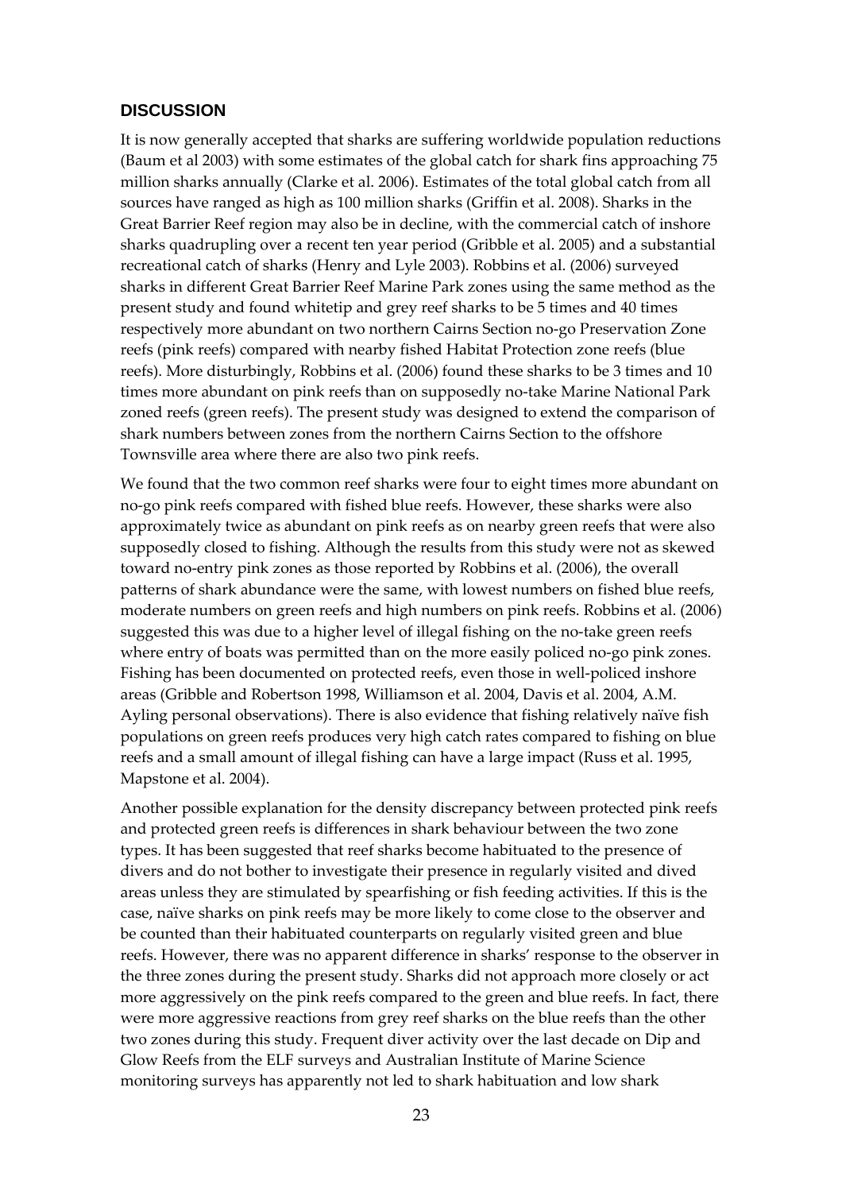## DISCUSSION

It is now generally accepted that sharks are suffering worldwide population reductions (Baum et al 2003) with some estimates of the global catch for shark fins approaching 75 million sharks annually (Clarke et al. 2006). Estimates of the total global catch from all sources have ranged as high as 100 million sharks (Griffin et al. 2008). Sharks in the Great Barrier Reef region may also be in decline, with the commercial catch of inshore sharks quadrupling over a recent ten year period (Gribble et al. 2005) and a substantial recreational catch of sharks (Henry and Lyle 2003). Robbins et al. (2006) surveyed sharks in different Great Barrier Reef Marine Park zones using the same method as the present study and found whitetip and grey reef sharks to be 5 times and 40 times respectively more abundant on two northern Cairns Section no-go Preservation Zone reefs (pink reefs) compared with nearby fished Habitat Protection zone reefs (blue reefs). More disturbingly, Robbins et al. (2006) found these sharks to be 3 times and 10 times more abundant on pink reefs than on supposedly no-take Marine National Park zoned reefs (green reefs). The present study was designed to extend the comparison of shark numbers between zones from the northern Cairns Section to the offshore Townsville area where there are also two pink reefs.

We found that the two common reef sharks were four to eight times more abundant on no-go pink reefs compared with fished blue reefs. However, these sharks were also approximately twice as abundant on pink reefs as on nearby green reefs that were also supposedly closed to fishing. Although the results from this study were not as skewed toward no-entry pink zones as those reported by Robbins et al. (2006), the overall patterns of shark abundance were the same, with lowest numbers on fished blue reefs, moderate numbers on green reefs and high numbers on pink reefs. Robbins et al. (2006) suggested this was due to a higher level of illegal fishing on the no-take green reefs where entry of boats was permitted than on the more easily policed no-go pink zones. Fishing has been documented on protected reefs, even those in well-policed inshore areas (Gribble and Robertson 1998, Williamson et al. 2004, Davis et al. 2004, A.M. Ayling personal observations). There is also evidence that fishing relatively naïve fish populations on green reefs produces very high catch rates compared to fishing on blue reefs and a small amount of illegal fishing can have a large impact (Russ et al. 1995, Mapstone et al. 2004).

Another possible explanation for the density discrepancy between protected pink reefs and protected green reefs is differences in shark behaviour between the two zone types. It has been suggested that reef sharks become habituated to the presence of divers and do not bother to investigate their presence in regularly visited and dived areas unless they are stimulated by spearfishing or fish feeding activities. If this is the case, naïve sharks on pink reefs may be more likely to come close to the observer and be counted than their habituated counterparts on regularly visited green and blue reefs. However, there was no apparent difference in sharks' response to the observer in the three zones during the present study. Sharks did not approach more closely or act more aggressively on the pink reefs compared to the green and blue reefs. In fact, there were more aggressive reactions from grey reef sharks on the blue reefs than the other two zones during this study. Frequent diver activity over the last decade on Dip and Glow Reefs from the ELF surveys and Australian Institute of Marine Science monitoring surveys has apparently not led to shark habituation and low shark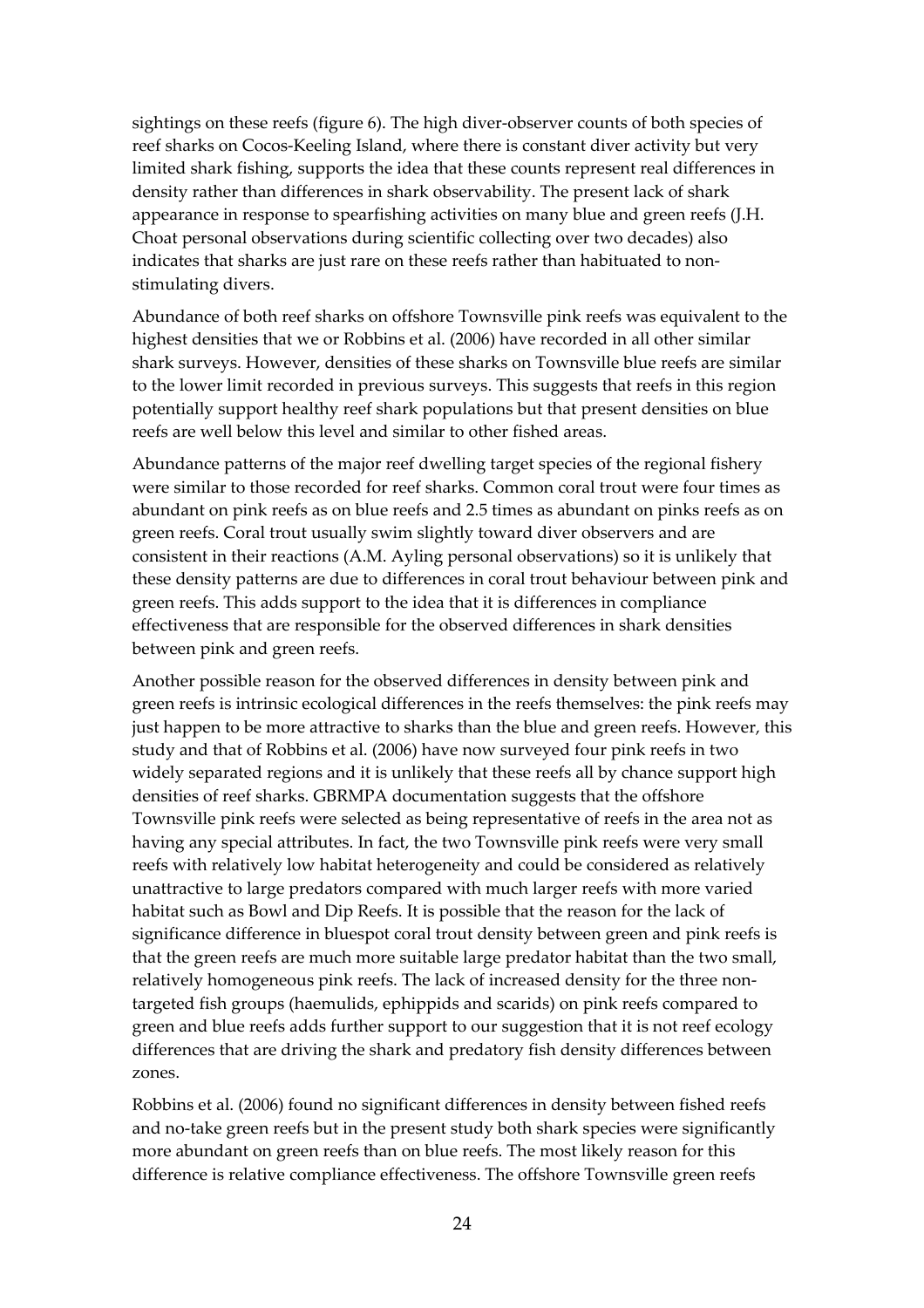sightings on these reefs (figure 6). The high diver-observer counts of both species of reef sharks on Cocos-Keeling Island, where there is constant diver activity but very limited shark fishing, supports the idea that these counts represent real differences in density rather than differences in shark observability. The present lack of shark appearance in response to spearfishing activities on many blue and green reefs (J.H. Choat personal observations during scientific collecting over two decades) also indicates that sharks are just rare on these reefs rather than habituated to non-stimulating divers.

Abundance of both reef sharks on offshore Townsville pink reefs was equivalent to the highest densities that we or Robbins et al. (2006) have recorded in all other similar shark surveys. However, densities of these sharks on Townsville blue reefs are similar to the lower limit recorded in previous surveys. This suggests that reefs in this region potentially support healthy reef shark populations but that present densities on blue reefs are well below this level and similar to other fished areas.

Abundance patterns of the major reef dwelling target species of the regional fishery were similar to those recorded for reef sharks. Common coral trout were four times as abundant on pink reefs as on blue reefs and 2.5 times as abundant on pinks reefs as on green reefs. Coral trout usually swim slightly toward diver observers and are consistent in their reactions (A.M. Ayling personal observations) so it is unlikely that these density patterns are due to differences in coral trout behaviour between pink and green reefs. This adds support to the idea that it is differences in compliance effectiveness that are responsible for the observed differences in shark densities between pink and green reefs.

Another possible reason for the observed differences in density between pink and green reefs is intrinsic ecological differences in the reefs themselves: the pink reefs may just happen to be more attractive to sharks than the blue and green reefs. However, this study and that of Robbins et al. (2006) have now surveyed four pink reefs in two widely separated regions and it is unlikely that these reefs all by chance support high densities of reef sharks. GBRMPA documentation suggests that the offshore Townsville pink reefs were selected as being representative of reefs in the area not as having any special attributes. In fact, the two Townsville pink reefs were very small reefs with relatively low habitat heterogeneity and could be considered as relatively unattractive to large predators compared with much larger reefs with more varied habitat such as Bowl and Dip Reefs. It is possible that the reason for the lack of significance difference in bluespot coral trout density between green and pink reefs is that the green reefs are much more suitable large predator habitat than the two small, relatively homogeneous pink reefs. The lack of increased density for the three non-targeted fish groups (haemulids, ephippids and scarids) on pink reefs compared to green and blue reefs adds further support to our suggestion that it is not reef ecology differences that are driving the shark and predatory fish density differences between zones.

Robbins et al. (2006) found no significant differences in density between fished reefs and no-take green reefs but in the present study both shark species were significantly more abundant on green reefs than on blue reefs. The most likely reason for this difference is relative compliance effectiveness. The offshore Townsville green reefs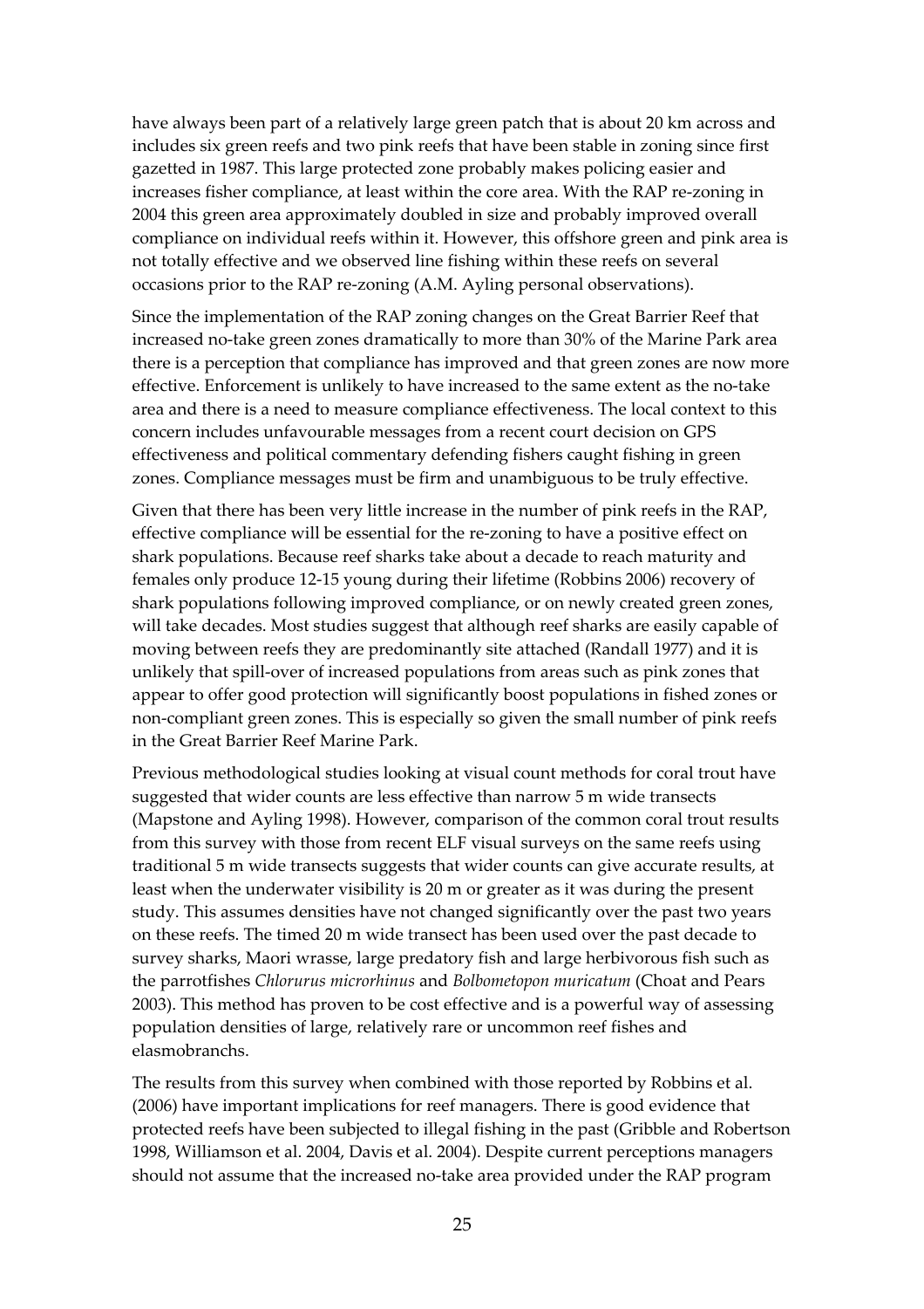have always been part of a relatively large green patch that is about 20 km across and includes six green reefs and two pink reefs that have been stable in zoning since first gazetted in 1987. This large protected zone probably makes policing easier and increases fisher compliance, at least within the core area. With the RAP re-zoning in 2004 this green area approximately doubled in size and probably improved overall compliance on individual reefs within it. However, this offshore green and pink area is not totally effective and we observed line fishing within these reefs on several occasions prior to the RAP re-zoning (A.M. Ayling personal observations).

Since the implementation of the RAP zoning changes on the Great Barrier Reef that increased no-take green zones dramatically to more than 30% of the Marine Park area there is a perception that compliance has improved and that green zones are now more effective. Enforcement is unlikely to have increased to the same extent as the no-take area and there is a need to measure compliance effectiveness. The local context to this concern includes unfavourable messages from a recent court decision on GPS effectiveness and political commentary defending fishers caught fishing in green zones. Compliance messages must be firm and unambiguous to be truly effective.

Given that there has been very little increase in the number of pink reefs in the RAP, effective compliance will be essential for the re-zoning to have a positive effect on shark populations. Because reef sharks take about a decade to reach maturity and females only produce 12-15 young during their lifetime (Robbins 2006) recovery of shark populations following improved compliance, or on newly created green zones, will take decades. Most studies suggest that although reef sharks are easily capable of moving between reefs they are predominantly site attached (Randall 1977) and it is unlikely that spill-over of increased populations from areas such as pink zones that appear to offer good protection will significantly boost populations in fished zones or non-compliant green zones. This is especially so given the small number of pink reefs in the Great Barrier Reef Marine Park.

Previous methodological studies looking at visual count methods for coral trout have suggested that wider counts are less effective than narrow 5 m wide transects (Mapstone and Ayling 1998). However, comparison of the common coral trout results from this survey with those from recent ELF visual surveys on the same reefs using traditional 5 m wide transects suggests that wider counts can give accurate results, at least when the underwater visibility is 20 m or greater as it was during the present study. This assumes densities have not changed significantly over the past two years on these reefs. The timed 20 m wide transect has been used over the past decade to survey sharks, Maori wrasse, large predatory fish and large herbivorous fish such as the parrotfishes *Chlorurus microrhinus* and *Bolbometopon muricatum* (Choat and Pears 2003). This method has proven to be cost effective and is a powerful way of assessing population densities of large, relatively rare or uncommon reef fishes and elasmobranchs.

The results from this survey when combined with those reported by Robbins et al. (2006) have important implications for reef managers. There is good evidence that protected reefs have been subjected to illegal fishing in the past (Gribble and Robertson 1998, Williamson et al. 2004, Davis et al. 2004). Despite current perceptions managers should not assume that the increased no-take area provided under the RAP program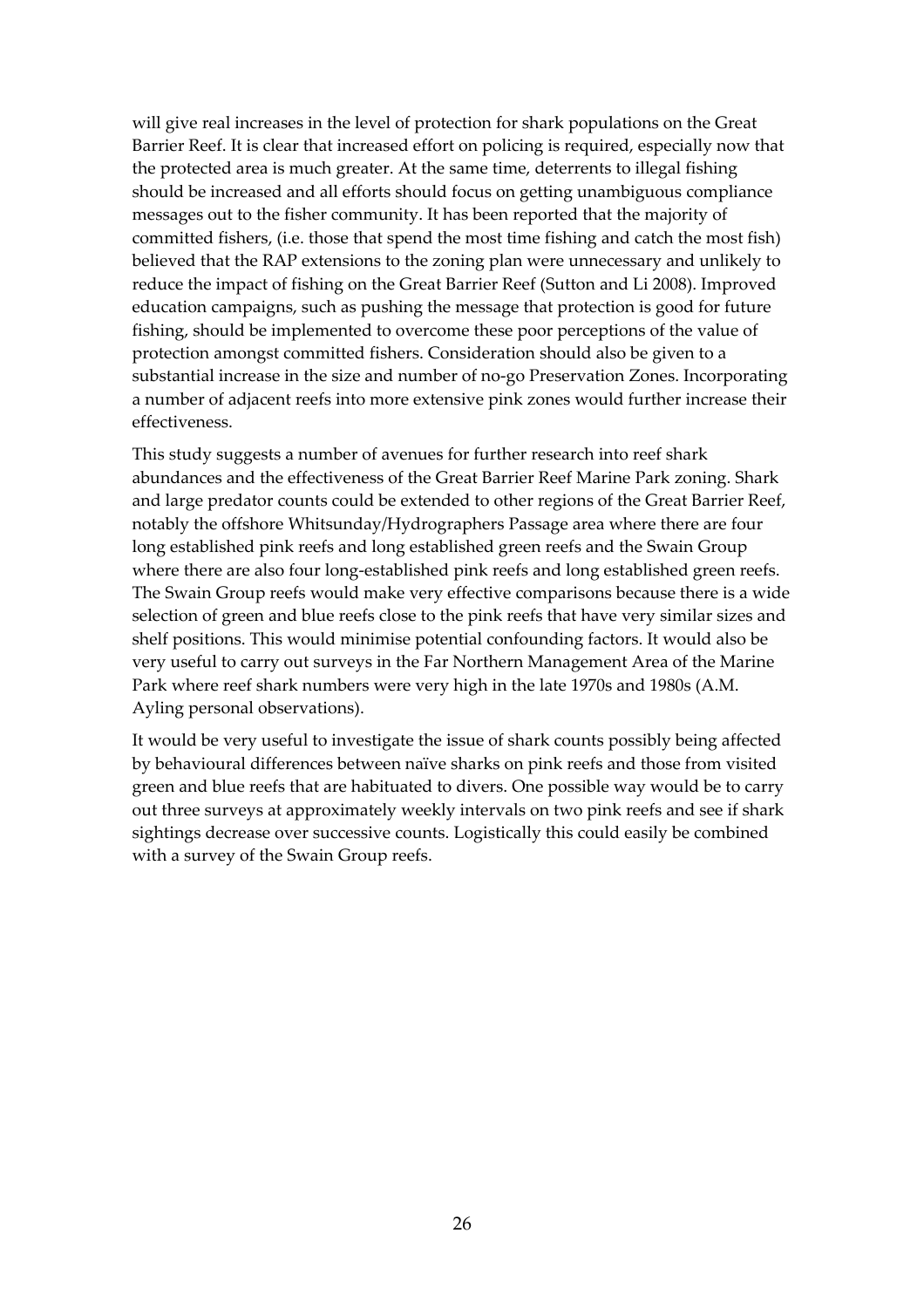will give real increases in the level of protection for shark populations on the Great Barrier Reef. It is clear that increased effort on policing is required, especially now that the protected area is much greater. At the same time, deterrents to illegal fishing should be increased and all efforts should focus on getting unambiguous compliance messages out to the fisher community. It has been reported that the majority of committed fishers, (i.e. those that spend the most time fishing and catch the most fish) believed that the RAP extensions to the zoning plan were unnecessary and unlikely to reduce the impact of fishing on the Great Barrier Reef (Sutton and Li 2008). Improved education campaigns, such as pushing the message that protection is good for future fishing, should be implemented to overcome these poor perceptions of the value of protection amongst committed fishers. Consideration should also be given to a substantial increase in the size and number of no-go Preservation Zones. Incorporating a number of adjacent reefs into more extensive pink zones would further increase their effectiveness.

This study suggests a number of avenues for further research into reef shark abundances and the effectiveness of the Great Barrier Reef Marine Park zoning. Shark and large predator counts could be extended to other regions of the Great Barrier Reef, notably the offshore Whitsunday/Hydrographers Passage area where there are four long established pink reefs and long established green reefs and the Swain Group where there are also four long-established pink reefs and long established green reefs. The Swain Group reefs would make very effective comparisons because there is a wide selection of green and blue reefs close to the pink reefs that have very similar sizes and shelf positions. This would minimise potential confounding factors. It would also be very useful to carry out surveys in the Far Northern Management Area of the Marine Park where reef shark numbers were very high in the late 1970s and 1980s (A.M. Ayling personal observations).

It would be very useful to investigate the issue of shark counts possibly being affected by behavioural differences between naïve sharks on pink reefs and those from visited green and blue reefs that are habituated to divers. One possible way would be to carry out three surveys at approximately weekly intervals on two pink reefs and see if shark sightings decrease over successive counts. Logistically this could easily be combined with a survey of the Swain Group reefs.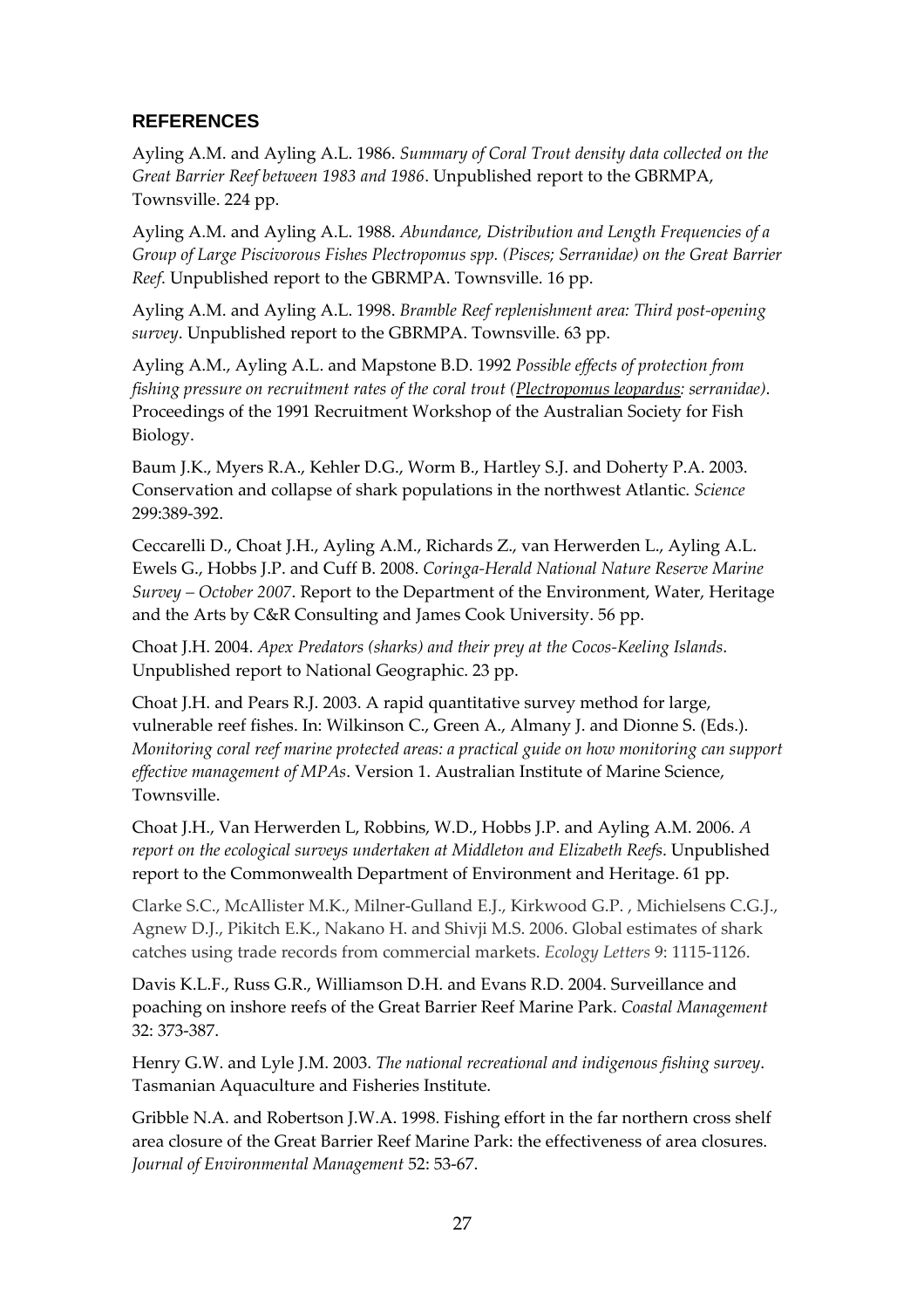## REFERENCES

Ayling A.M. and Ayling A.L. 1986. *Summary of Coral Trout density data collected on the Great Barrier Reef between 1983 and 1986*. Unpublished report to the GBRMPA, Townsville. 224 pp.

Ayling A.M. and Ayling A.L. 1988. *Abundance, Distribution and Length Frequencies of a Group of Large Piscivorous Fishes Plectropomus spp. (Pisces; Serranidae) on the Great Barrier Reef*. Unpublished report to the GBRMPA. Townsville. 16 pp.

Ayling A.M. and Ayling A.L. 1998. *Bramble Reef replenishment area: Third post-opening survey*. Unpublished report to the GBRMPA. Townsville. 63 pp.

Ayling A.M., Ayling A.L. and Mapstone B.D. 1992 *Possible effects of protection from fishing pressure on recruitment rates of the coral trout (Plectropomus leopardus: serranidae)*. Proceedings of the 1991 Recruitment Workshop of the Australian Society for Fish Biology.

Baum J.K., Myers R.A., Kehler D.G., Worm B., Hartley S.J. and Doherty P.A. 2003. Conservation and collapse of shark populations in the northwest Atlantic. *Science* 299:389-392.

Ceccarelli D., Choat J.H., Ayling A.M., Richards Z., van Herwerden L., Ayling A.L. Ewels G., Hobbs J.P. and Cuff B. 2008. *Coringa-Herald National Nature Reserve Marine Survey – October 2007*. Report to the Department of the Environment, Water, Heritage and the Arts by C&R Consulting and James Cook University. 56 pp.

Choat J.H. 2004. *Apex Predators (sharks) and their prey at the Cocos-Keeling Islands*. Unpublished report to National Geographic. 23 pp.

Choat J.H. and Pears R.J. 2003. A rapid quantitative survey method for large, vulnerable reef fishes. In: Wilkinson C., Green A., Almany J. and Dionne S. (Eds.). *Monitoring coral reef marine protected areas: a practical guide on how monitoring can support effective management of MPAs*. Version 1. Australian Institute of Marine Science, Townsville.

Choat J.H., Van Herwerden L, Robbins, W.D., Hobbs J.P. and Ayling A.M. 2006. *A report on the ecological surveys undertaken at Middleton and Elizabeth Reefs*. Unpublished report to the Commonwealth Department of Environment and Heritage. 61 pp.

Clarke S.C., McAllister M.K., Milner-Gulland E.J., Kirkwood G.P. , Michielsens C.G.J., Agnew D.J., Pikitch E.K., Nakano H. and Shivji M.S. 2006. Global estimates of shark catches using trade records from commercial markets. *Ecology Letters* 9: 1115-1126.

Davis K.L.F., Russ G.R., Williamson D.H. and Evans R.D. 2004. Surveillance and poaching on inshore reefs of the Great Barrier Reef Marine Park. *Coastal Management* 32: 373-387.

Henry G.W. and Lyle J.M. 2003. *The national recreational and indigenous fishing survey*. Tasmanian Aquaculture and Fisheries Institute.

Gribble N.A. and Robertson J.W.A. 1998. Fishing effort in the far northern cross shelf area closure of the Great Barrier Reef Marine Park: the effectiveness of area closures. *Journal of Environmental Management* 52: 53-67.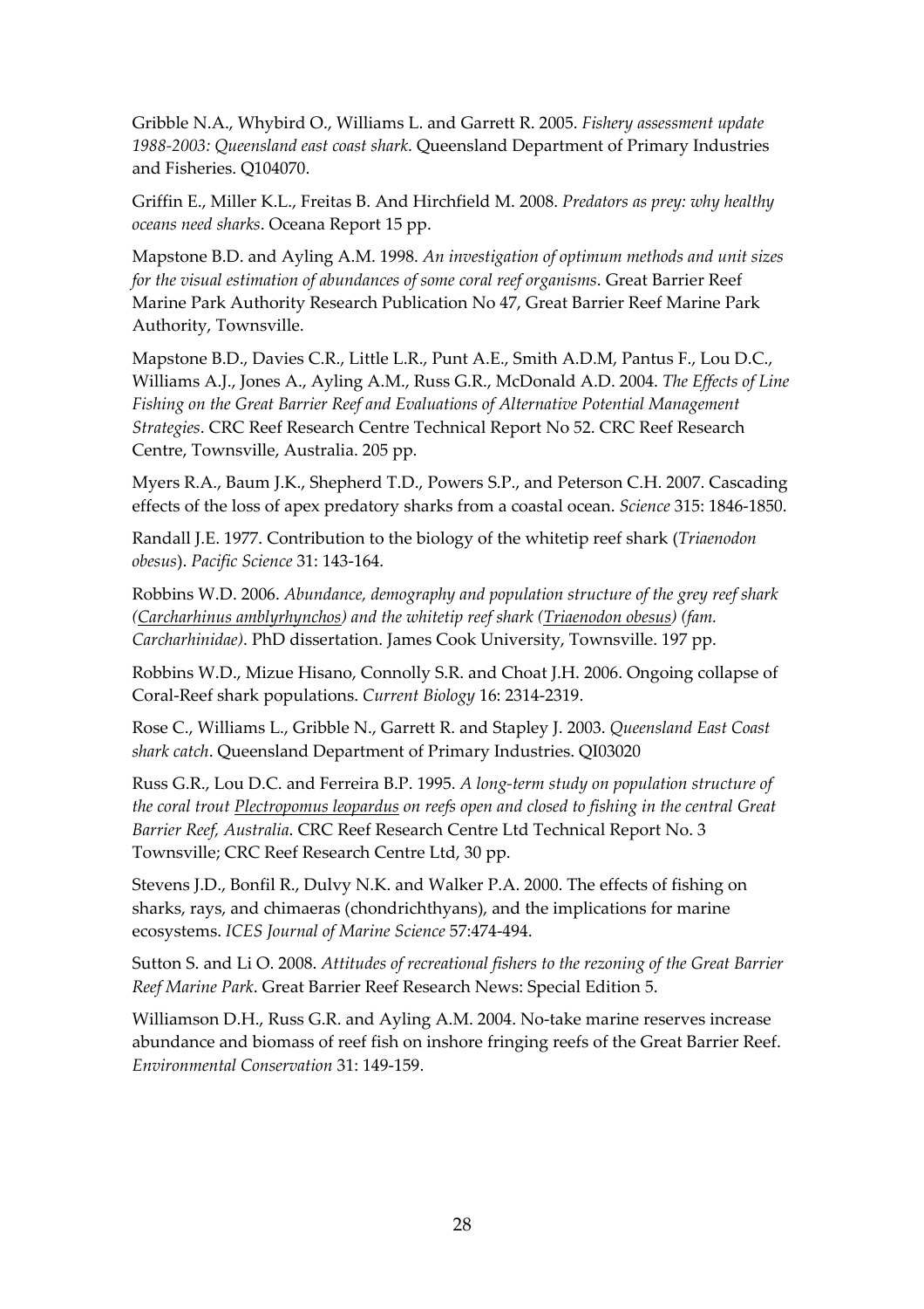Gribble N.A., Whybird O., Williams L. and Garrett R. 2005. *Fishery assessment update 1988-2003: Queensland east coast shark*. Queensland Department of Primary Industries and Fisheries. Q104070.

Griffin E., Miller K.L., Freitas B. And Hirchfield M. 2008. *Predators as prey: why healthy oceans need sharks*. Oceana Report 15 pp.

Mapstone B.D. and Ayling A.M. 1998. *An investigation of optimum methods and unit sizes for the visual estimation of abundances of some coral reef organisms*. Great Barrier Reef Marine Park Authority Research Publication No 47, Great Barrier Reef Marine Park Authority, Townsville.

Mapstone B.D., Davies C.R., Little L.R., Punt A.E., Smith A.D.M, Pantus F., Lou D.C., Williams A.J., Jones A., Ayling A.M., Russ G.R., McDonald A.D. 2004. *The Effects of Line Fishing on the Great Barrier Reef and Evaluations of Alternative Potential Management Strategies*. CRC Reef Research Centre Technical Report No 52. CRC Reef Research Centre, Townsville, Australia. 205 pp.

Myers R.A., Baum J.K., Shepherd T.D., Powers S.P., and Peterson C.H. 2007. Cascading effects of the loss of apex predatory sharks from a coastal ocean. *Science* 315: 1846-1850.

Randall J.E. 1977. Contribution to the biology of the whitetip reef shark (*Triaenodon obesus*). *Pacific Science* 31: 143-164.

Robbins W.D. 2006. *Abundance, demography and population structure of the grey reef shark (Carcharhinus amblyrhynchos) and the whitetip reef shark (Triaenodon obesus) (fam. Carcharhinidae)*. PhD dissertation. James Cook University, Townsville. 197 pp.

Robbins W.D., Mizue Hisano, Connolly S.R. and Choat J.H. 2006. Ongoing collapse of Coral-Reef shark populations. *Current Biology* 16: 2314-2319.

Rose C., Williams L., Gribble N., Garrett R. and Stapley J. 2003. *Queensland East Coast shark catch*. Queensland Department of Primary Industries. QI03020

Russ G.R., Lou D.C. and Ferreira B.P. 1995. *A long-term study on population structure of the coral trout Plectropomus leopardus on reefs open and closed to fishing in the central Great Barrier Reef, Australia*. CRC Reef Research Centre Ltd Technical Report No. 3 Townsville; CRC Reef Research Centre Ltd, 30 pp.

Stevens J.D., Bonfil R., Dulvy N.K. and Walker P.A. 2000. The effects of fishing on sharks, rays, and chimaeras (chondrichthyans), and the implications for marine ecosystems. *ICES Journal of Marine Science* 57:474-494.

Sutton S. and Li O. 2008. *Attitudes of recreational fishers to the rezoning of the Great Barrier Reef Marine Park*. Great Barrier Reef Research News: Special Edition 5.

Williamson D.H., Russ G.R. and Ayling A.M. 2004. No-take marine reserves increase abundance and biomass of reef fish on inshore fringing reefs of the Great Barrier Reef. *Environmental Conservation* 31: 149-159.